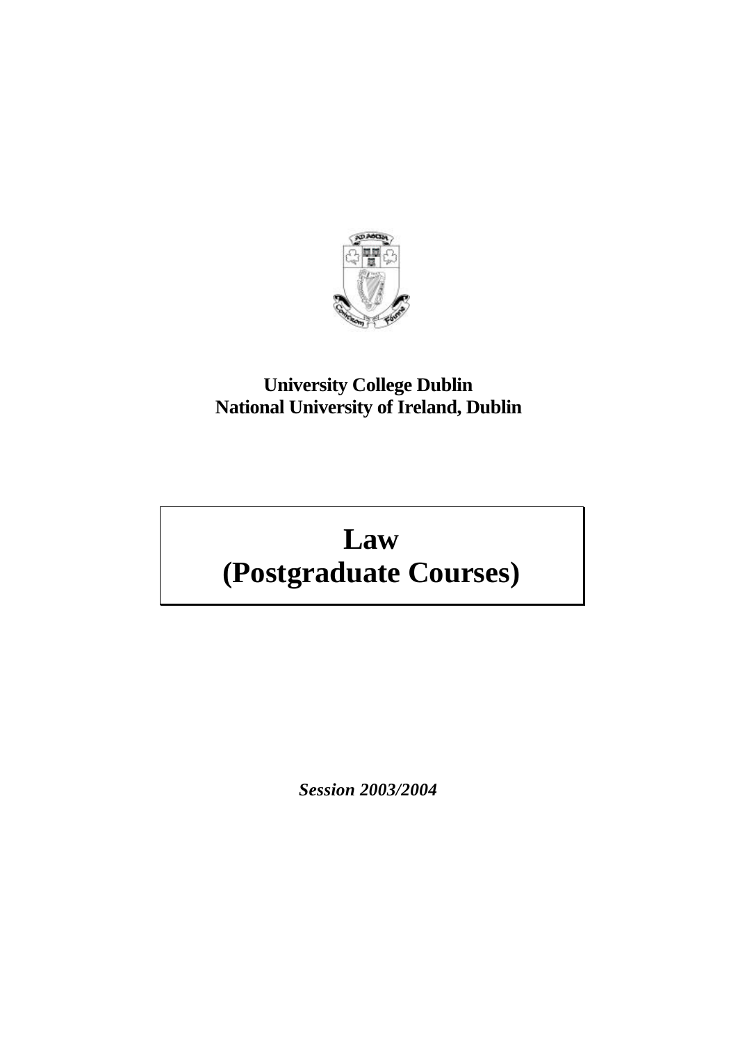**University College Dublin**
**National University of Ireland, Dublin**

# Law
# (Postgraduate Courses)

***Session 2003/2004***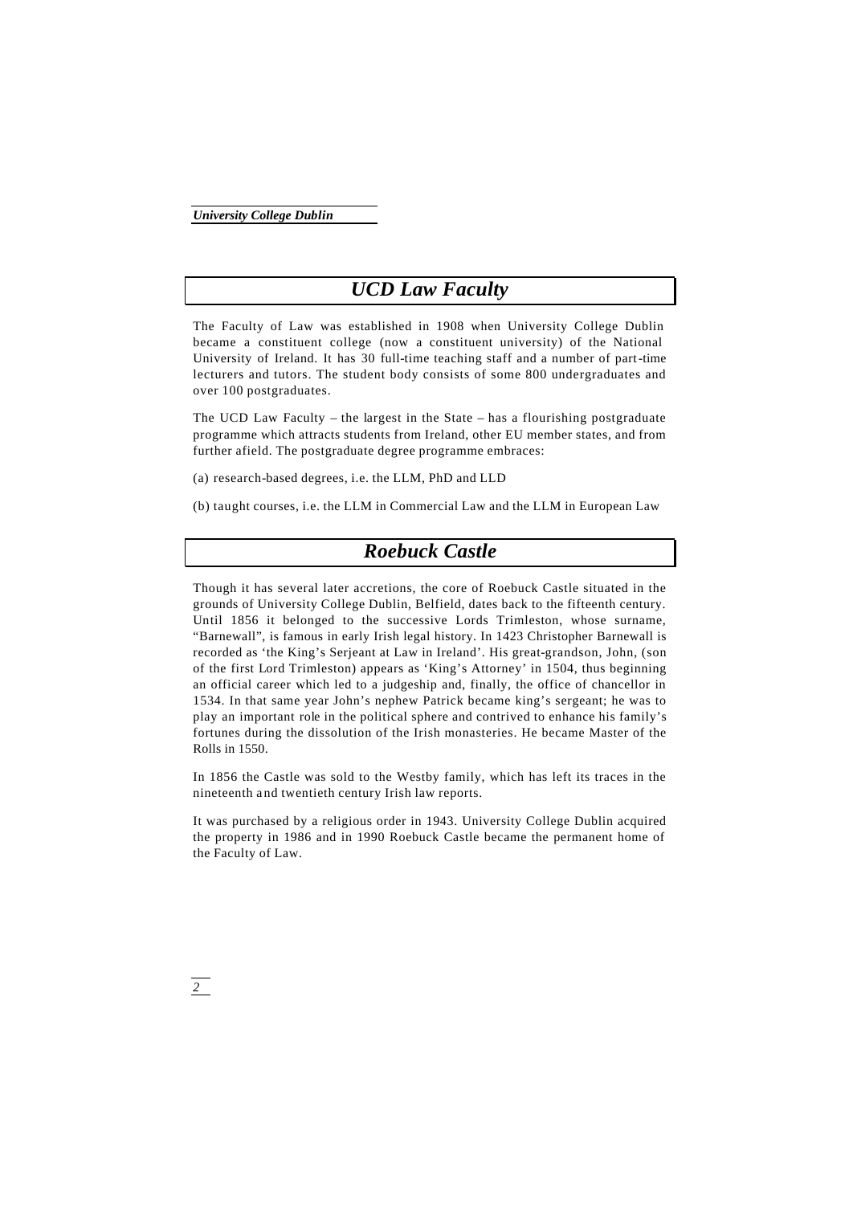## UCD Law Faculty

The Faculty of Law was established in 1908 when University College Dublin became a constituent college (now a constituent university) of the National University of Ireland. It has 30 full-time teaching staff and a number of part-time lecturers and tutors. The student body consists of some 800 undergraduates and over 100 postgraduates.

The UCD Law Faculty – the largest in the State – has a flourishing postgraduate programme which attracts students from Ireland, other EU member states, and from further afield. The postgraduate degree programme embraces:

(a) research-based degrees, i.e. the LLM, PhD and LLD

(b) taught courses, i.e. the LLM in Commercial Law and the LLM in European Law

## Roebuck Castle

Though it has several later accretions, the core of Roebuck Castle situated in the grounds of University College Dublin, Belfield, dates back to the fifteenth century. Until 1856 it belonged to the successive Lords Trimleston, whose surname, "Barnewall", is famous in early Irish legal history. In 1423 Christopher Barnewall is recorded as 'the King's Serjeant at Law in Ireland'. His great-grandson, John, (son of the first Lord Trimleston) appears as 'King's Attorney' in 1504, thus beginning an official career which led to a judgeship and, finally, the office of chancellor in 1534. In that same year John's nephew Patrick became king's sergeant; he was to play an important role in the political sphere and contrived to enhance his family's fortunes during the dissolution of the Irish monasteries. He became Master of the Rolls in 1550.

In 1856 the Castle was sold to the Westby family, which has left its traces in the nineteenth and twentieth century Irish law reports.

It was purchased by a religious order in 1943. University College Dublin acquired the property in 1986 and in 1990 Roebuck Castle became the permanent home of the Faculty of Law.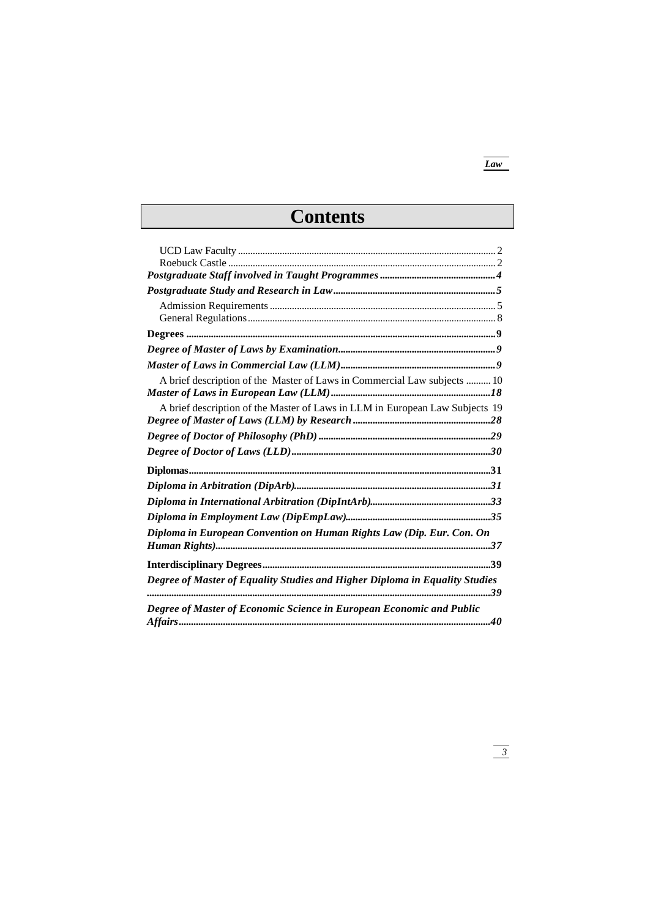# Contents

UCD Law Faculty ........ 2
Roebuck Castle ........ 2
***Postgraduate Staff involved in Taught Programmes ........ 4***
***Postgraduate Study and Research in Law ........ 5***
Admission Requirements ........ 5
General Regulations ........ 8
**Degrees ........ 9**
***Degree of Master of Laws by Examination ........ 9***
***Master of Laws in Commercial Law (LLM) ........ 9***
A brief description of the Master of Laws in Commercial Law subjects ........ 10
***Master of Laws in European Law (LLM) ........ 18***
A brief description of the Master of Laws in LLM in European Law Subjects 19
***Degree of Master of Laws (LLM) by Research ........ 28***
***Degree of Doctor of Philosophy (PhD) ........ 29***
***Degree of Doctor of Laws (LLD) ........ 30***
**Diplomas ........ 31**
***Diploma in Arbitration (DipArb) ........ 31***
***Diploma in International Arbitration (DipIntArb) ........ 33***
***Diploma in Employment Law (DipEmpLaw) ........ 35***
***Diploma in European Convention on Human Rights Law (Dip. Eur. Con. On Human Rights) ........ 37***
**Interdisciplinary Degrees ........ 39**
***Degree of Master of Equality Studies and Higher Diploma in Equality Studies ........ 39***
***Degree of Master of Economic Science in European Economic and Public Affairs ........ 40***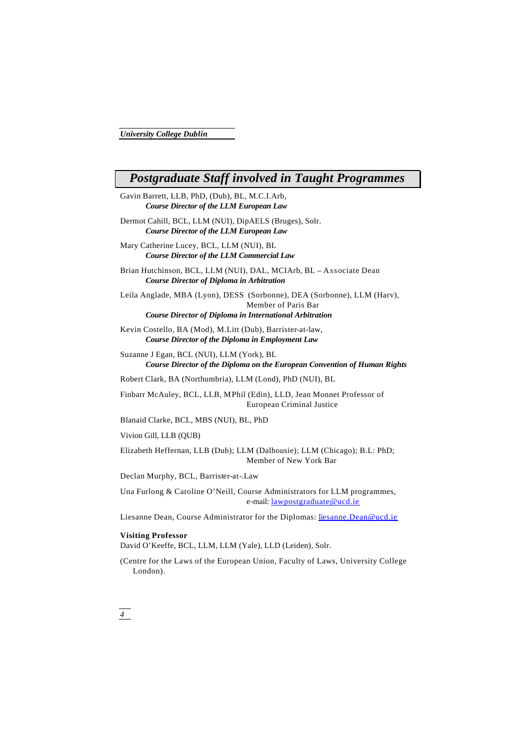# Postgraduate Staff involved in Taught Programmes

Gavin Barrett, LLB, PhD, (Dub), BL, M.C.I.Arb,
***Course Director of the LLM European Law***

Dermot Cahill, BCL, LLM (NUI), DipAELS (Bruges), Solr.
***Course Director of the LLM European Law***

Mary Catherine Lucey, BCL, LLM (NUI), BL
***Course Director of the LLM Commercial Law***

Brian Hutchinson, BCL, LLM (NUI), DAL, MCIArb, BL – Associate Dean
***Course Director of Diploma in Arbitration***

Leila Anglade, MBA (Lyon), DESS (Sorbonne), DEA (Sorbonne), LLM (Harv), Member of Paris Bar
***Course Director of Diploma in International Arbitration***

Kevin Costello, BA (Mod), M.Litt (Dub), Barrister-at-law,
***Course Director of the Diploma in Employment Law***

Suzanne J Egan, BCL (NUI), LLM (York), BL
***Course Director of the Diploma on the European Convention of Human Rights***

Robert Clark, BA (Northumbria), LLM (Lond), PhD (NUI), BL

Finbarr McAuley, BCL, LLB, MPhil (Edin), LLD, Jean Monnet Professor of European Criminal Justice

Blanaid Clarke, BCL, MBS (NUI), BL, PhD

Vivion Gill, LLB (QUB)

Elizabeth Heffernan, LLB (Dub); LLM (Dalhousie); LLM (Chicago); B.L: PhD; Member of New York Bar

Declan Murphy, BCL, Barrister-at-.Law

Una Furlong & Caroline O'Neill, Course Administrators for LLM programmes, e-mail: lawpostgraduate@ucd.ie

Liesanne Dean, Course Administrator for the Diplomas: liesanne.Dean@ucd.ie

**Visiting Professor**
David O'Keeffe, BCL, LLM, LLM (Yale), LLD (Leiden), Solr.

(Centre for the Laws of the European Union, Faculty of Laws, University College London).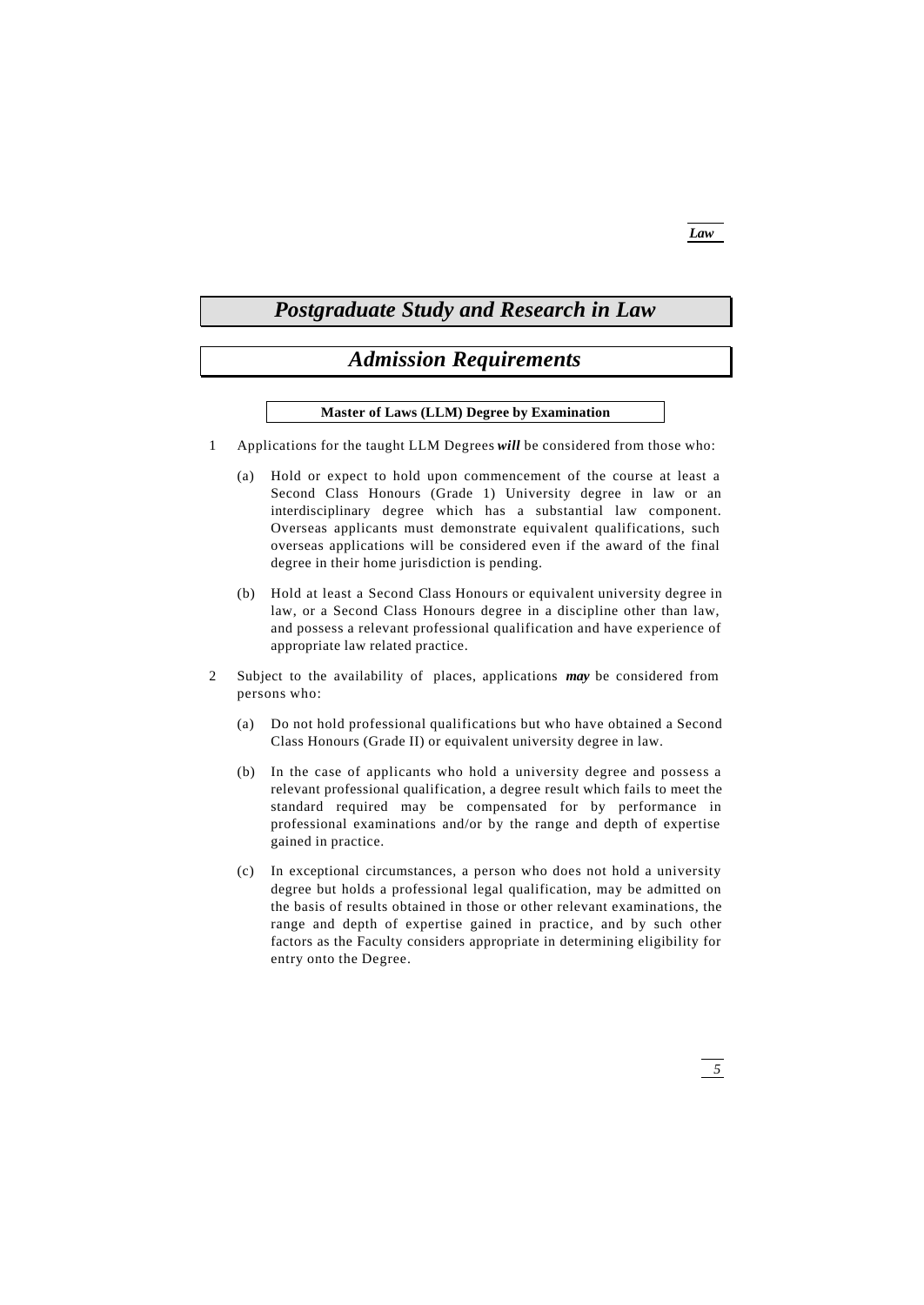# *Postgraduate Study and Research in Law*

## *Admission Requirements*

### Master of Laws (LLM) Degree by Examination

1 Applications for the taught LLM Degrees ***will*** be considered from those who:

   (a) Hold or expect to hold upon commencement of the course at least a Second Class Honours (Grade 1) University degree in law or an interdisciplinary degree which has a substantial law component. Overseas applicants must demonstrate equivalent qualifications, such overseas applications will be considered even if the award of the final degree in their home jurisdiction is pending.

   (b) Hold at least a Second Class Honours or equivalent university degree in law, or a Second Class Honours degree in a discipline other than law, and possess a relevant professional qualification and have experience of appropriate law related practice.

2 Subject to the availability of places, applications ***may*** be considered from persons who:

   (a) Do not hold professional qualifications but who have obtained a Second Class Honours (Grade II) or equivalent university degree in law.

   (b) In the case of applicants who hold a university degree and possess a relevant professional qualification, a degree result which fails to meet the standard required may be compensated for by performance in professional examinations and/or by the range and depth of expertise gained in practice.

   (c) In exceptional circumstances, a person who does not hold a university degree but holds a professional legal qualification, may be admitted on the basis of results obtained in those or other relevant examinations, the range and depth of expertise gained in practice, and by such other factors as the Faculty considers appropriate in determining eligibility for entry onto the Degree.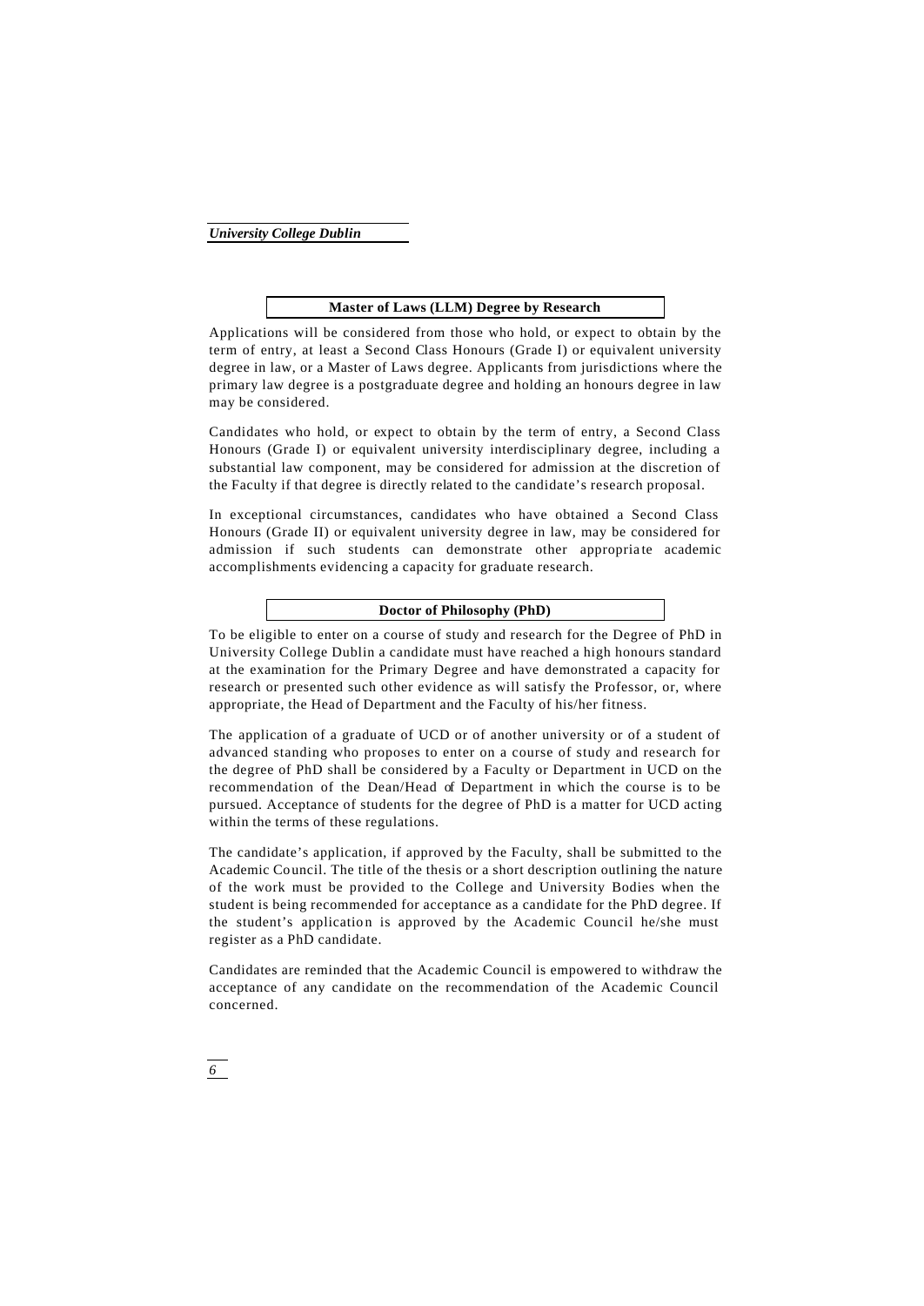## Master of Laws (LLM) Degree by Research

Applications will be considered from those who hold, or expect to obtain by the term of entry, at least a Second Class Honours (Grade I) or equivalent university degree in law, or a Master of Laws degree. Applicants from jurisdictions where the primary law degree is a postgraduate degree and holding an honours degree in law may be considered.

Candidates who hold, or expect to obtain by the term of entry, a Second Class Honours (Grade I) or equivalent university interdisciplinary degree, including a substantial law component, may be considered for admission at the discretion of the Faculty if that degree is directly related to the candidate's research proposal.

In exceptional circumstances, candidates who have obtained a Second Class Honours (Grade II) or equivalent university degree in law, may be considered for admission if such students can demonstrate other appropriate academic accomplishments evidencing a capacity for graduate research.

## Doctor of Philosophy (PhD)

To be eligible to enter on a course of study and research for the Degree of PhD in University College Dublin a candidate must have reached a high honours standard at the examination for the Primary Degree and have demonstrated a capacity for research or presented such other evidence as will satisfy the Professor, or, where appropriate, the Head of Department and the Faculty of his/her fitness.

The application of a graduate of UCD or of another university or of a student of advanced standing who proposes to enter on a course of study and research for the degree of PhD shall be considered by a Faculty or Department in UCD on the recommendation of the Dean/Head of Department in which the course is to be pursued. Acceptance of students for the degree of PhD is a matter for UCD acting within the terms of these regulations.

The candidate's application, if approved by the Faculty, shall be submitted to the Academic Council. The title of the thesis or a short description outlining the nature of the work must be provided to the College and University Bodies when the student is being recommended for acceptance as a candidate for the PhD degree. If the student's application is approved by the Academic Council he/she must register as a PhD candidate.

Candidates are reminded that the Academic Council is empowered to withdraw the acceptance of any candidate on the recommendation of the Academic Council concerned.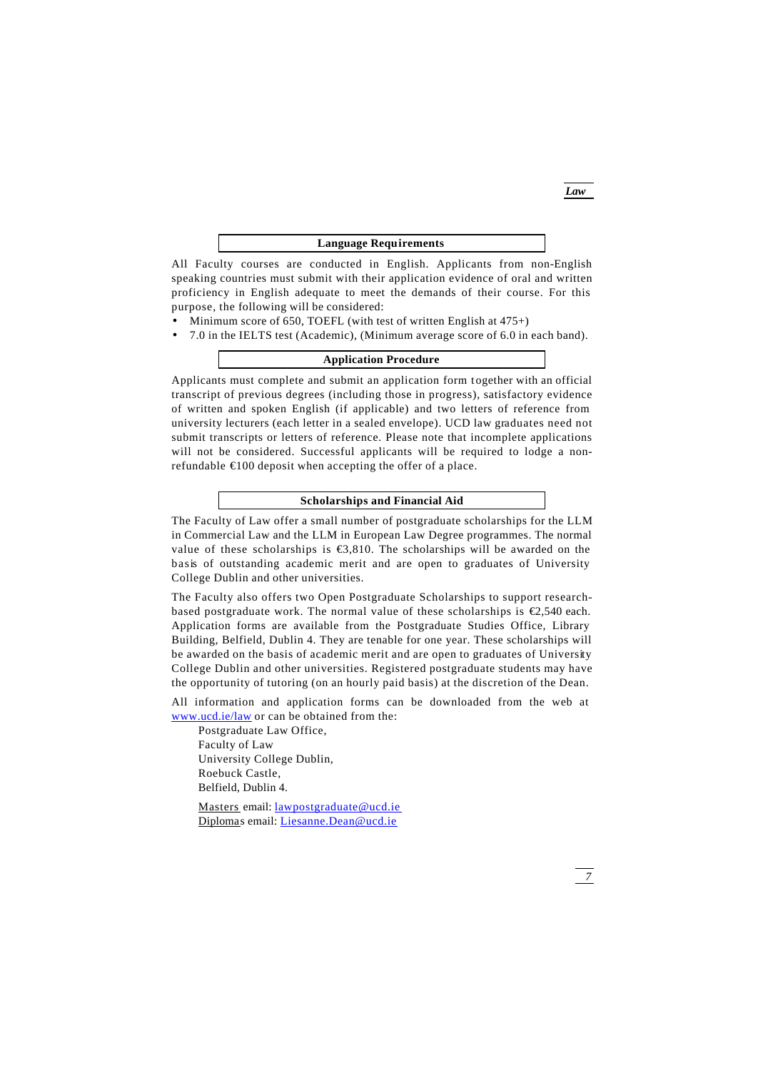## Language Requirements

All Faculty courses are conducted in English. Applicants from non-English speaking countries must submit with their application evidence of oral and written proficiency in English adequate to meet the demands of their course. For this purpose, the following will be considered:

- Minimum score of 650, TOEFL (with test of written English at 475+)
- 7.0 in the IELTS test (Academic), (Minimum average score of 6.0 in each band).

## Application Procedure

Applicants must complete and submit an application form together with an official transcript of previous degrees (including those in progress), satisfactory evidence of written and spoken English (if applicable) and two letters of reference from university lecturers (each letter in a sealed envelope). UCD law graduates need not submit transcripts or letters of reference. Please note that incomplete applications will not be considered. Successful applicants will be required to lodge a non-refundable €100 deposit when accepting the offer of a place.

## Scholarships and Financial Aid

The Faculty of Law offer a small number of postgraduate scholarships for the LLM in Commercial Law and the LLM in European Law Degree programmes. The normal value of these scholarships is €3,810. The scholarships will be awarded on the basis of outstanding academic merit and are open to graduates of University College Dublin and other universities.

The Faculty also offers two Open Postgraduate Scholarships to support research-based postgraduate work. The normal value of these scholarships is €2,540 each. Application forms are available from the Postgraduate Studies Office, Library Building, Belfield, Dublin 4. They are tenable for one year. These scholarships will be awarded on the basis of academic merit and are open to graduates of University College Dublin and other universities. Registered postgraduate students may have the opportunity of tutoring (on an hourly paid basis) at the discretion of the Dean.

All information and application forms can be downloaded from the web at www.ucd.ie/law or can be obtained from the:

Postgraduate Law Office,
Faculty of Law
University College Dublin,
Roebuck Castle,
Belfield, Dublin 4.

Masters email: lawpostgraduate@ucd.ie
Diplomas email: Liesanne.Dean@ucd.ie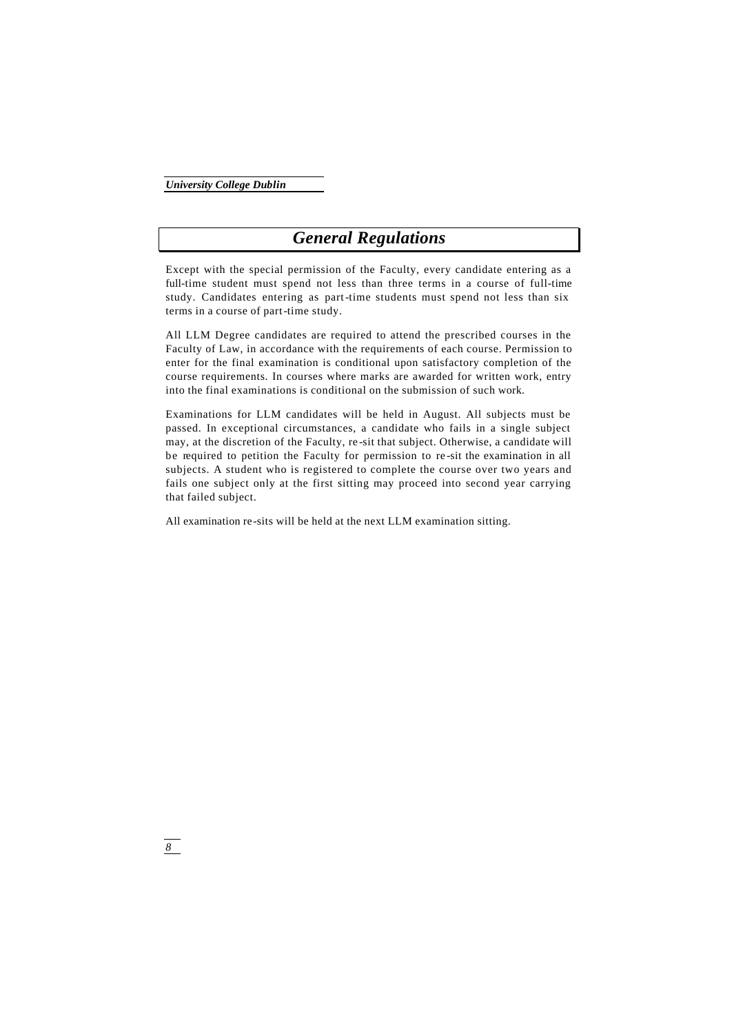# General Regulations

Except with the special permission of the Faculty, every candidate entering as a full-time student must spend not less than three terms in a course of full-time study. Candidates entering as part-time students must spend not less than six terms in a course of part-time study.

All LLM Degree candidates are required to attend the prescribed courses in the Faculty of Law, in accordance with the requirements of each course. Permission to enter for the final examination is conditional upon satisfactory completion of the course requirements. In courses where marks are awarded for written work, entry into the final examinations is conditional on the submission of such work.

Examinations for LLM candidates will be held in August. All subjects must be passed. In exceptional circumstances, a candidate who fails in a single subject may, at the discretion of the Faculty, re-sit that subject. Otherwise, a candidate will be required to petition the Faculty for permission to re-sit the examination in all subjects. A student who is registered to complete the course over two years and fails one subject only at the first sitting may proceed into second year carrying that failed subject.

All examination re-sits will be held at the next LLM examination sitting.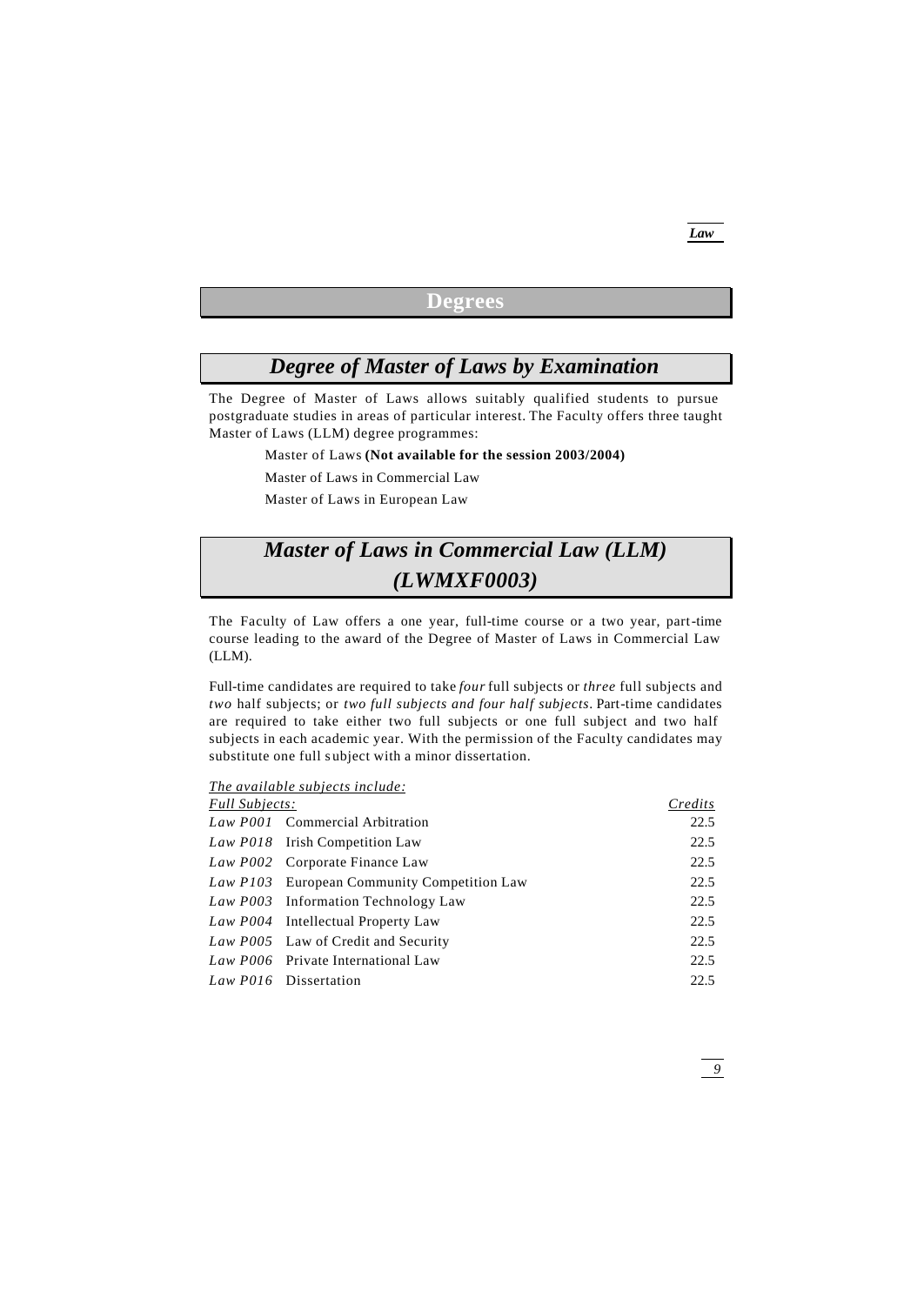# Degrees

## *Degree of Master of Laws by Examination*

The Degree of Master of Laws allows suitably qualified students to pursue postgraduate studies in areas of particular interest. The Faculty offers three taught Master of Laws (LLM) degree programmes:

Master of Laws **(Not available for the session 2003/2004)**

Master of Laws in Commercial Law

Master of Laws in European Law

## *Master of Laws in Commercial Law (LLM) (LWMXF0003)*

The Faculty of Law offers a one year, full-time course or a two year, part-time course leading to the award of the Degree of Master of Laws in Commercial Law (LLM).

Full-time candidates are required to take *four* full subjects or *three* full subjects and *two* half subjects; or *two full subjects and four half subjects*. Part-time candidates are required to take either two full subjects or one full subject and two half subjects in each academic year. With the permission of the Faculty candidates may substitute one full subject with a minor dissertation.

*The available subjects include:*

| *Full Subjects:* | | *Credits* |
|---|---|---|
| *Law P001* | Commercial Arbitration | 22.5 |
| *Law P018* | Irish Competition Law | 22.5 |
| *Law P002* | Corporate Finance Law | 22.5 |
| *Law P103* | European Community Competition Law | 22.5 |
| *Law P003* | Information Technology Law | 22.5 |
| *Law P004* | Intellectual Property Law | 22.5 |
| *Law P005* | Law of Credit and Security | 22.5 |
| *Law P006* | Private International Law | 22.5 |
| *Law P016* | Dissertation | 22.5 |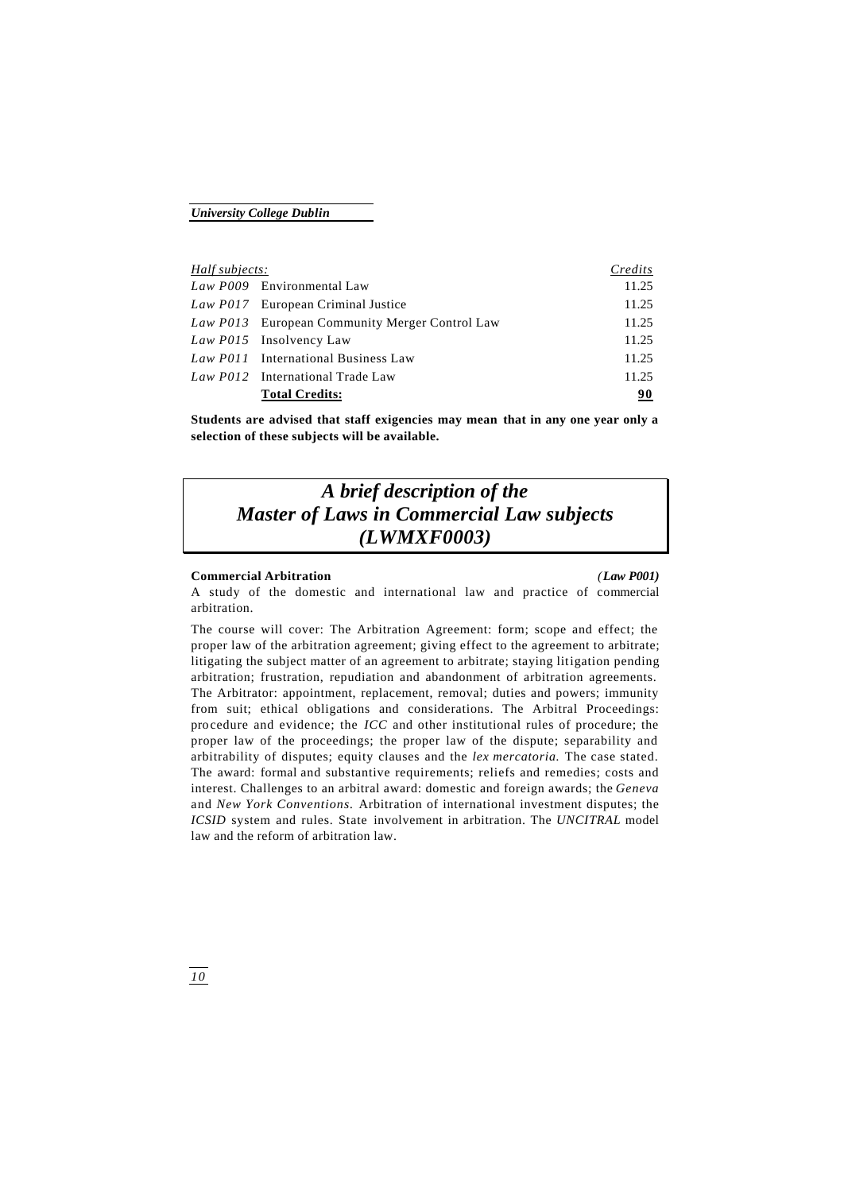| *Half subjects:* | | *Credits* |
|---|---|---|
| *Law P009* | Environmental Law | 11.25 |
| *Law P017* | European Criminal Justice | 11.25 |
| *Law P013* | European Community Merger Control Law | 11.25 |
| *Law P015* | Insolvency Law | 11.25 |
| *Law P011* | International Business Law | 11.25 |
| *Law P012* | International Trade Law | 11.25 |
| | **Total Credits:** | **90** |

**Students are advised that staff exigencies may mean that in any one year only a selection of these subjects will be available.**

# *A brief description of the Master of Laws in Commercial Law subjects (LWMXF0003)*

**Commercial Arbitration** ***(Law P001)***

A study of the domestic and international law and practice of commercial arbitration.

The course will cover: The Arbitration Agreement: form; scope and effect; the proper law of the arbitration agreement; giving effect to the agreement to arbitrate; litigating the subject matter of an agreement to arbitrate; staying litigation pending arbitration; frustration, repudiation and abandonment of arbitration agreements. The Arbitrator: appointment, replacement, removal; duties and powers; immunity from suit; ethical obligations and considerations. The Arbitral Proceedings: procedure and evidence; the *ICC* and other institutional rules of procedure; the proper law of the proceedings; the proper law of the dispute; separability and arbitrability of disputes; equity clauses and the *lex mercatoria.* The case stated. The award: formal and substantive requirements; reliefs and remedies; costs and interest. Challenges to an arbitral award: domestic and foreign awards; the *Geneva* and *New York Conventions.* Arbitration of international investment disputes; the *ICSID* system and rules. State involvement in arbitration. The *UNCITRAL* model law and the reform of arbitration law.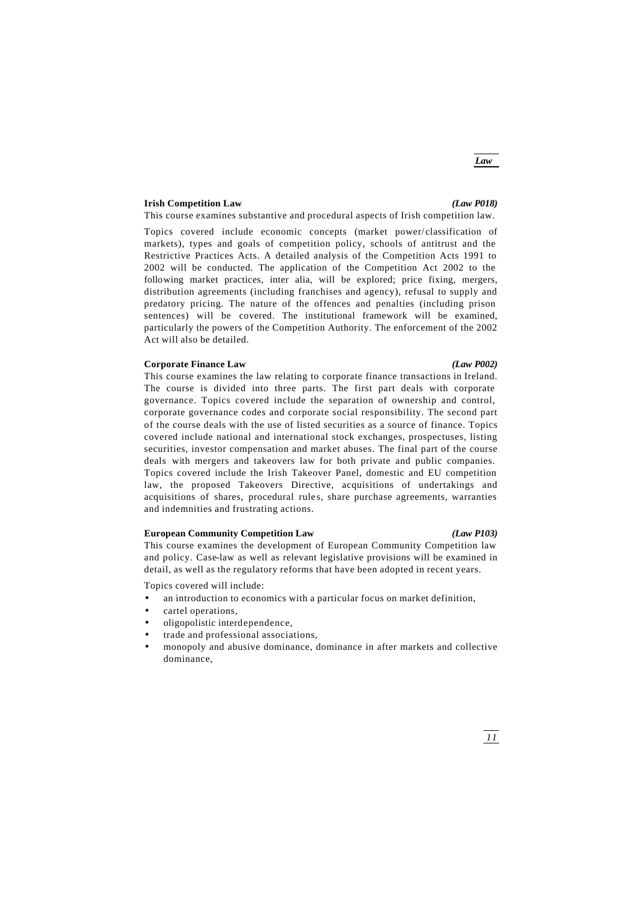### Irish Competition Law *(Law P018)*

This course examines substantive and procedural aspects of Irish competition law.

Topics covered include economic concepts (market power/classification of markets), types and goals of competition policy, schools of antitrust and the Restrictive Practices Acts. A detailed analysis of the Competition Acts 1991 to 2002 will be conducted. The application of the Competition Act 2002 to the following market practices, inter alia, will be explored; price fixing, mergers, distribution agreements (including franchises and agency), refusal to supply and predatory pricing. The nature of the offences and penalties (including prison sentences) will be covered. The institutional framework will be examined, particularly the powers of the Competition Authority. The enforcement of the 2002 Act will also be detailed.

### Corporate Finance Law *(Law P002)*

This course examines the law relating to corporate finance transactions in Ireland. The course is divided into three parts. The first part deals with corporate governance. Topics covered include the separation of ownership and control, corporate governance codes and corporate social responsibility. The second part of the course deals with the use of listed securities as a source of finance. Topics covered include national and international stock exchanges, prospectuses, listing securities, investor compensation and market abuses. The final part of the course deals with mergers and takeovers law for both private and public companies. Topics covered include the Irish Takeover Panel, domestic and EU competition law, the proposed Takeovers Directive, acquisitions of undertakings and acquisitions of shares, procedural rules, share purchase agreements, warranties and indemnities and frustrating actions.

### European Community Competition Law *(Law P103)*

This course examines the development of European Community Competition law and policy. Case-law as well as relevant legislative provisions will be examined in detail, as well as the regulatory reforms that have been adopted in recent years.

Topics covered will include:

- an introduction to economics with a particular focus on market definition,
- cartel operations,
- oligopolistic interdependence,
- trade and professional associations,
- monopoly and abusive dominance, dominance in after markets and collective dominance,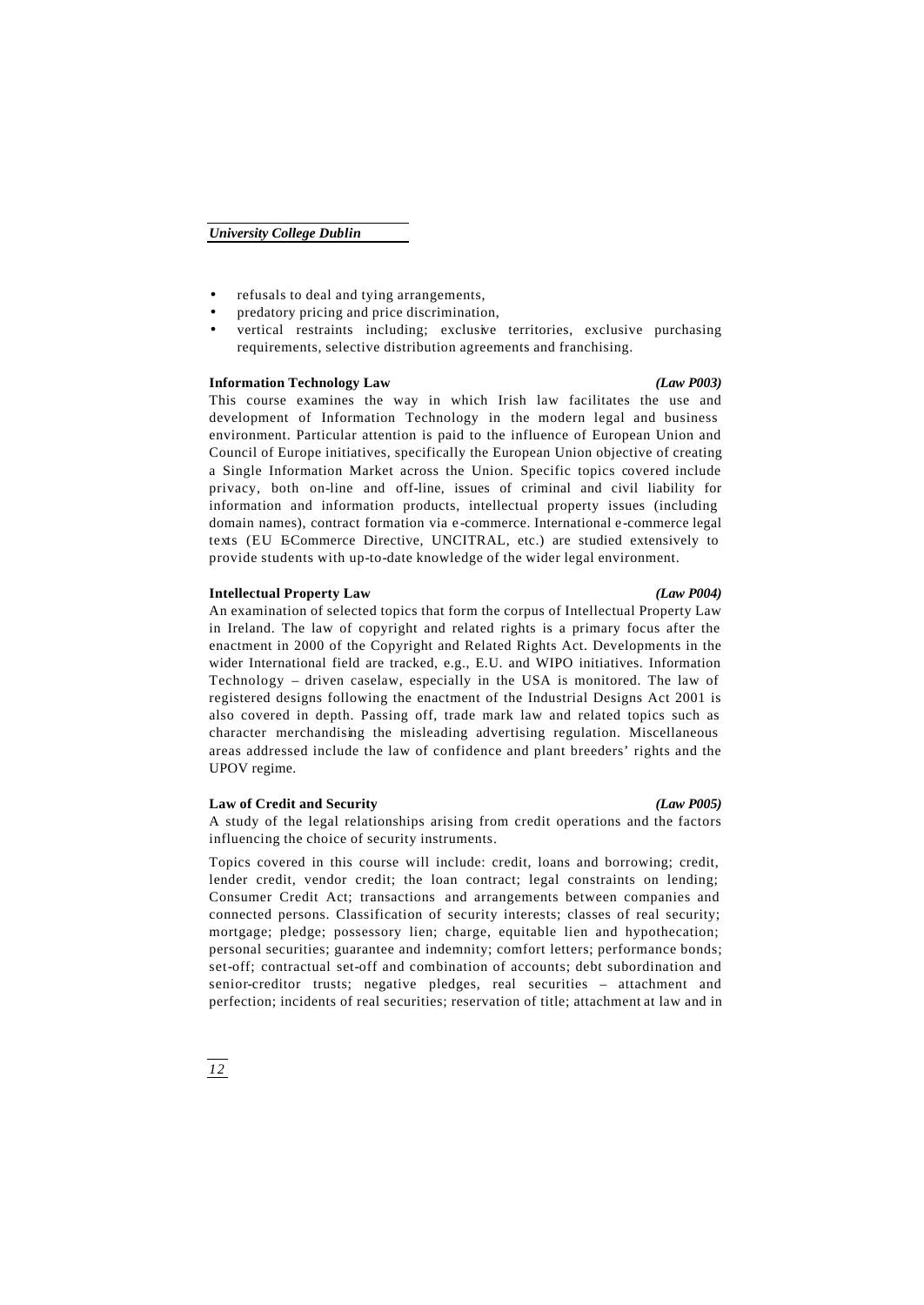- refusals to deal and tying arrangements,
- predatory pricing and price discrimination,
- vertical restraints including; exclusive territories, exclusive purchasing requirements, selective distribution agreements and franchising.

**Information Technology Law** *(Law P003)*

This course examines the way in which Irish law facilitates the use and development of Information Technology in the modern legal and business environment. Particular attention is paid to the influence of European Union and Council of Europe initiatives, specifically the European Union objective of creating a Single Information Market across the Union. Specific topics covered include privacy, both on-line and off-line, issues of criminal and civil liability for information and information products, intellectual property issues (including domain names), contract formation via e-commerce. International e-commerce legal texts (EU E-Commerce Directive, UNCITRAL, etc.) are studied extensively to provide students with up-to-date knowledge of the wider legal environment.

**Intellectual Property Law** *(Law P004)*

An examination of selected topics that form the corpus of Intellectual Property Law in Ireland. The law of copyright and related rights is a primary focus after the enactment in 2000 of the Copyright and Related Rights Act. Developments in the wider International field are tracked, e.g., E.U. and WIPO initiatives. Information Technology – driven caselaw, especially in the USA is monitored. The law of registered designs following the enactment of the Industrial Designs Act 2001 is also covered in depth. Passing off, trade mark law and related topics such as character merchandising the misleading advertising regulation. Miscellaneous areas addressed include the law of confidence and plant breeders' rights and the UPOV regime.

**Law of Credit and Security** *(Law P005)*

A study of the legal relationships arising from credit operations and the factors influencing the choice of security instruments.

Topics covered in this course will include: credit, loans and borrowing; credit, lender credit, vendor credit; the loan contract; legal constraints on lending; Consumer Credit Act; transactions and arrangements between companies and connected persons. Classification of security interests; classes of real security; mortgage; pledge; possessory lien; charge, equitable lien and hypothecation; personal securities; guarantee and indemnity; comfort letters; performance bonds; set-off; contractual set-off and combination of accounts; debt subordination and senior-creditor trusts; negative pledges, real securities – attachment and perfection; incidents of real securities; reservation of title; attachment at law and in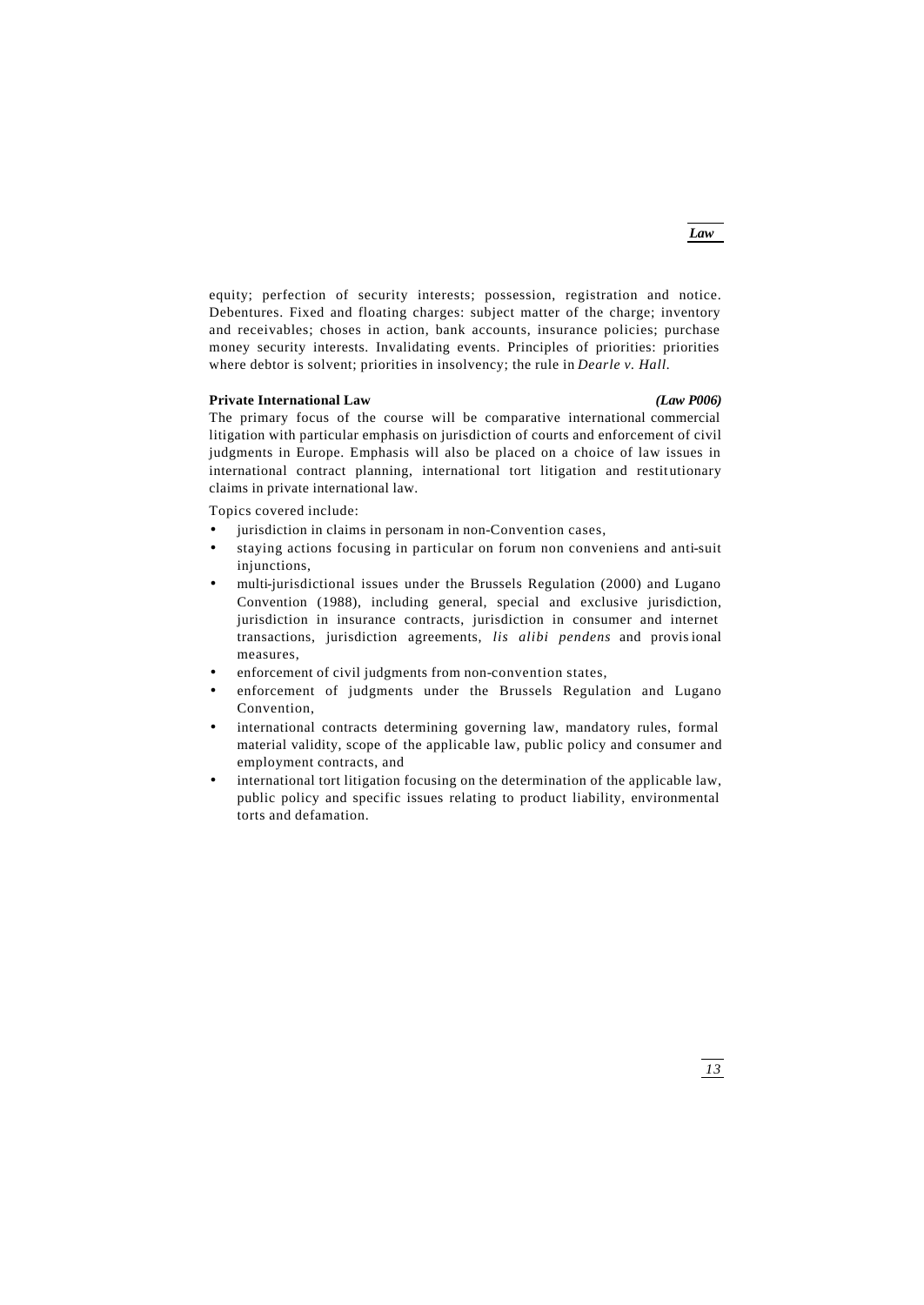equity; perfection of security interests; possession, registration and notice. Debentures. Fixed and floating charges: subject matter of the charge; inventory and receivables; choses in action, bank accounts, insurance policies; purchase money security interests. Invalidating events. Principles of priorities: priorities where debtor is solvent; priorities in insolvency; the rule in *Dearle v. Hall*.

**Private International Law** ***(Law P006)***

The primary focus of the course will be comparative international commercial litigation with particular emphasis on jurisdiction of courts and enforcement of civil judgments in Europe. Emphasis will also be placed on a choice of law issues in international contract planning, international tort litigation and restitutionary claims in private international law.

Topics covered include:

- jurisdiction in claims in personam in non-Convention cases,
- staying actions focusing in particular on forum non conveniens and anti-suit injunctions,
- multi-jurisdictional issues under the Brussels Regulation (2000) and Lugano Convention (1988), including general, special and exclusive jurisdiction, jurisdiction in insurance contracts, jurisdiction in consumer and internet transactions, jurisdiction agreements, *lis alibi pendens* and provisional measures,
- enforcement of civil judgments from non-convention states,
- enforcement of judgments under the Brussels Regulation and Lugano Convention,
- international contracts determining governing law, mandatory rules, formal material validity, scope of the applicable law, public policy and consumer and employment contracts, and
- international tort litigation focusing on the determination of the applicable law, public policy and specific issues relating to product liability, environmental torts and defamation.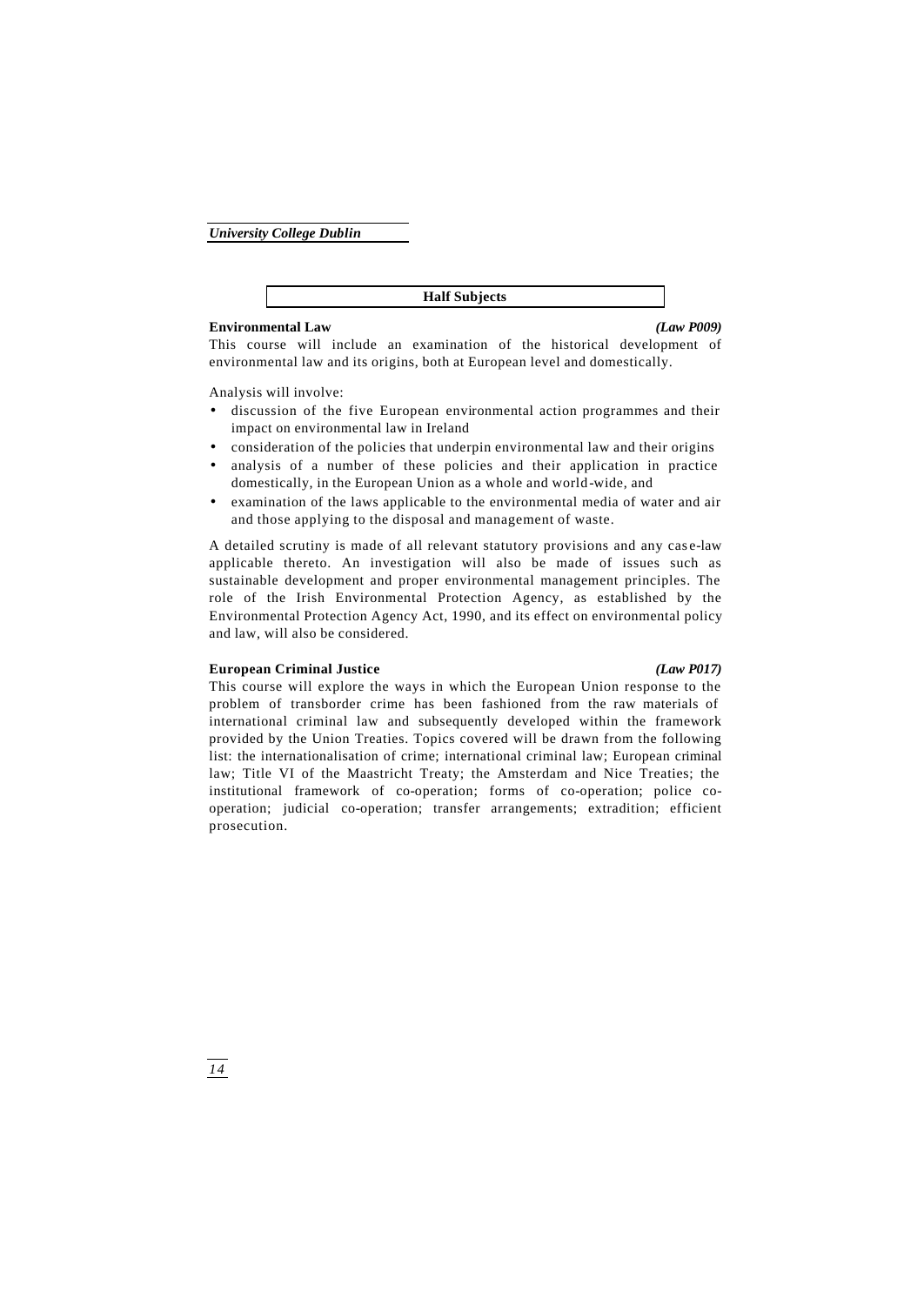## Half Subjects

**Environmental Law** *(Law P009)*

This course will include an examination of the historical development of environmental law and its origins, both at European level and domestically.

Analysis will involve:

- discussion of the five European environmental action programmes and their impact on environmental law in Ireland
- consideration of the policies that underpin environmental law and their origins
- analysis of a number of these policies and their application in practice domestically, in the European Union as a whole and world-wide, and
- examination of the laws applicable to the environmental media of water and air and those applying to the disposal and management of waste.

A detailed scrutiny is made of all relevant statutory provisions and any case-law applicable thereto. An investigation will also be made of issues such as sustainable development and proper environmental management principles. The role of the Irish Environmental Protection Agency, as established by the Environmental Protection Agency Act, 1990, and its effect on environmental policy and law, will also be considered.

**European Criminal Justice** *(Law P017)*

This course will explore the ways in which the European Union response to the problem of transborder crime has been fashioned from the raw materials of international criminal law and subsequently developed within the framework provided by the Union Treaties. Topics covered will be drawn from the following list: the internationalisation of crime; international criminal law; European criminal law; Title VI of the Maastricht Treaty; the Amsterdam and Nice Treaties; the institutional framework of co-operation; forms of co-operation; police co-operation; judicial co-operation; transfer arrangements; extradition; efficient prosecution.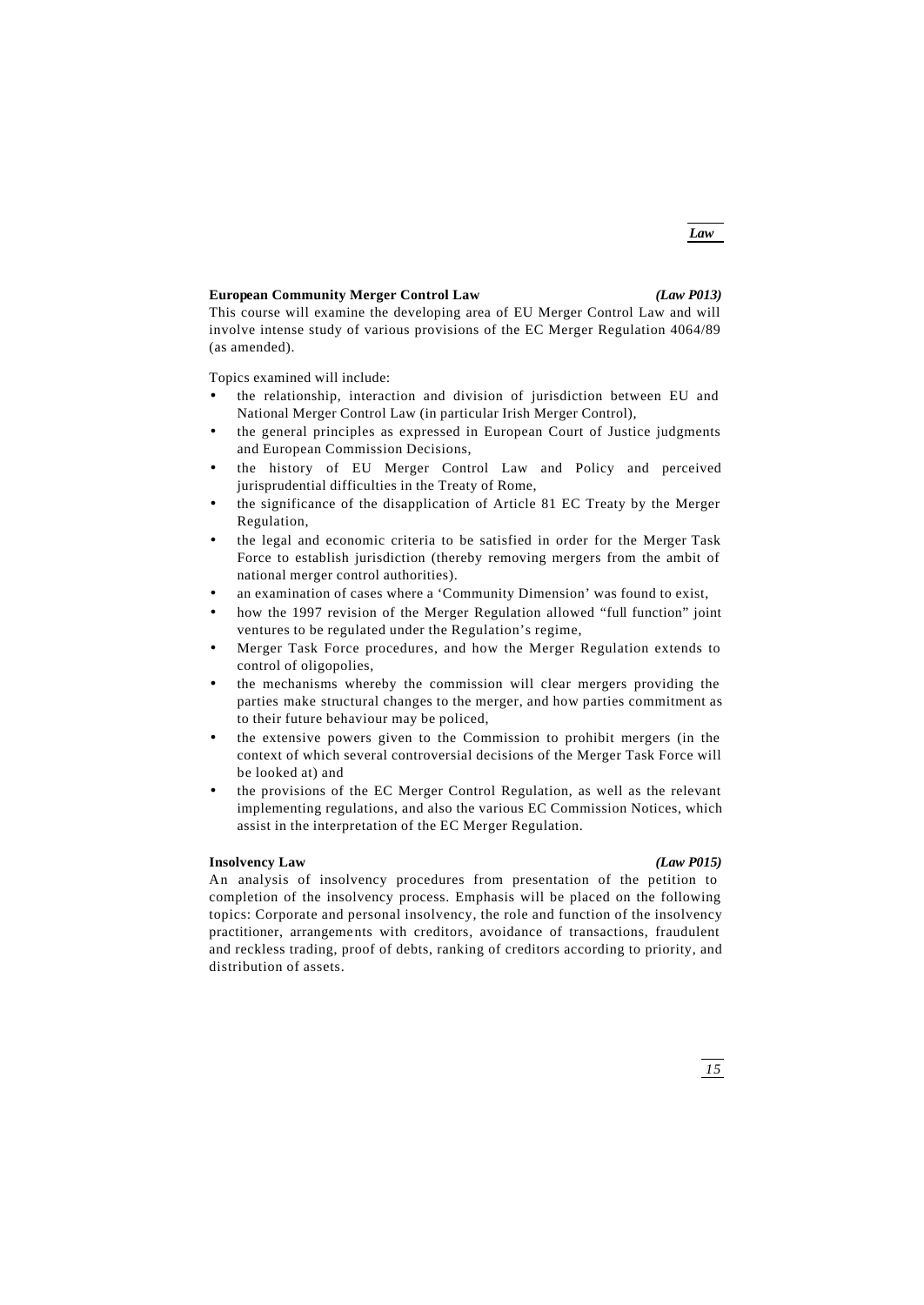**European Community Merger Control Law** *(Law P013)*

This course will examine the developing area of EU Merger Control Law and will involve intense study of various provisions of the EC Merger Regulation 4064/89 (as amended).

Topics examined will include:

- the relationship, interaction and division of jurisdiction between EU and National Merger Control Law (in particular Irish Merger Control),
- the general principles as expressed in European Court of Justice judgments and European Commission Decisions,
- the history of EU Merger Control Law and Policy and perceived jurisprudential difficulties in the Treaty of Rome,
- the significance of the disapplication of Article 81 EC Treaty by the Merger Regulation,
- the legal and economic criteria to be satisfied in order for the Merger Task Force to establish jurisdiction (thereby removing mergers from the ambit of national merger control authorities).
- an examination of cases where a 'Community Dimension' was found to exist,
- how the 1997 revision of the Merger Regulation allowed "full function" joint ventures to be regulated under the Regulation's regime,
- Merger Task Force procedures, and how the Merger Regulation extends to control of oligopolies,
- the mechanisms whereby the commission will clear mergers providing the parties make structural changes to the merger, and how parties commitment as to their future behaviour may be policed,
- the extensive powers given to the Commission to prohibit mergers (in the context of which several controversial decisions of the Merger Task Force will be looked at) and
- the provisions of the EC Merger Control Regulation, as well as the relevant implementing regulations, and also the various EC Commission Notices, which assist in the interpretation of the EC Merger Regulation.

**Insolvency Law** *(Law P015)*

An analysis of insolvency procedures from presentation of the petition to completion of the insolvency process. Emphasis will be placed on the following topics: Corporate and personal insolvency, the role and function of the insolvency practitioner, arrangements with creditors, avoidance of transactions, fraudulent and reckless trading, proof of debts, ranking of creditors according to priority, and distribution of assets.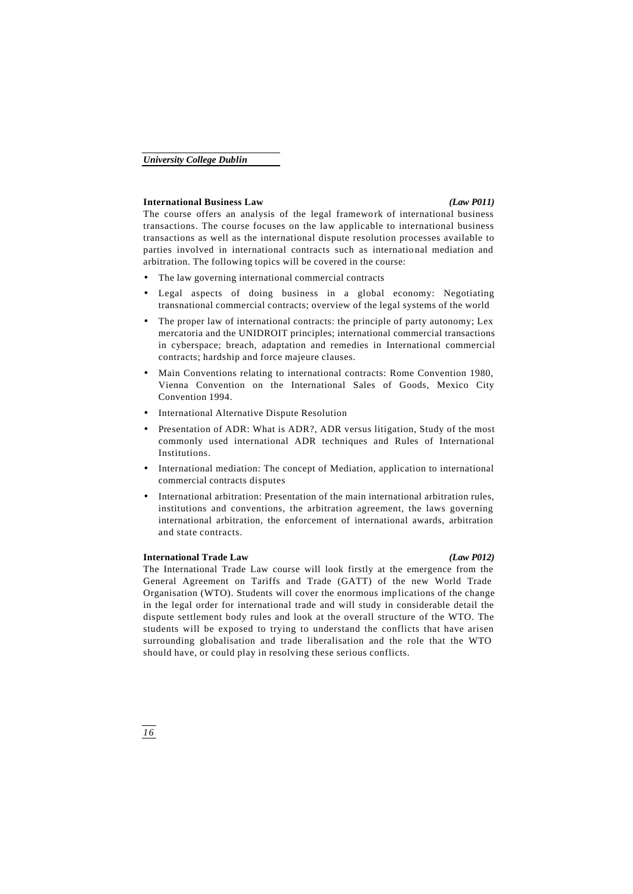### International Business Law *(Law P011)*

The course offers an analysis of the legal framework of international business transactions. The course focuses on the law applicable to international business transactions as well as the international dispute resolution processes available to parties involved in international contracts such as international mediation and arbitration. The following topics will be covered in the course:

- The law governing international commercial contracts
- Legal aspects of doing business in a global economy: Negotiating transnational commercial contracts; overview of the legal systems of the world
- The proper law of international contracts: the principle of party autonomy; Lex mercatoria and the UNIDROIT principles; international commercial transactions in cyberspace; breach, adaptation and remedies in International commercial contracts; hardship and force majeure clauses.
- Main Conventions relating to international contracts: Rome Convention 1980, Vienna Convention on the International Sales of Goods, Mexico City Convention 1994.
- International Alternative Dispute Resolution
- Presentation of ADR: What is ADR?, ADR versus litigation, Study of the most commonly used international ADR techniques and Rules of International Institutions.
- International mediation: The concept of Mediation, application to international commercial contracts disputes
- International arbitration: Presentation of the main international arbitration rules, institutions and conventions, the arbitration agreement, the laws governing international arbitration, the enforcement of international awards, arbitration and state contracts.

### International Trade Law *(Law P012)*

The International Trade Law course will look firstly at the emergence from the General Agreement on Tariffs and Trade (GATT) of the new World Trade Organisation (WTO). Students will cover the enormous implications of the change in the legal order for international trade and will study in considerable detail the dispute settlement body rules and look at the overall structure of the WTO. The students will be exposed to trying to understand the conflicts that have arisen surrounding globalisation and trade liberalisation and the role that the WTO should have, or could play in resolving these serious conflicts.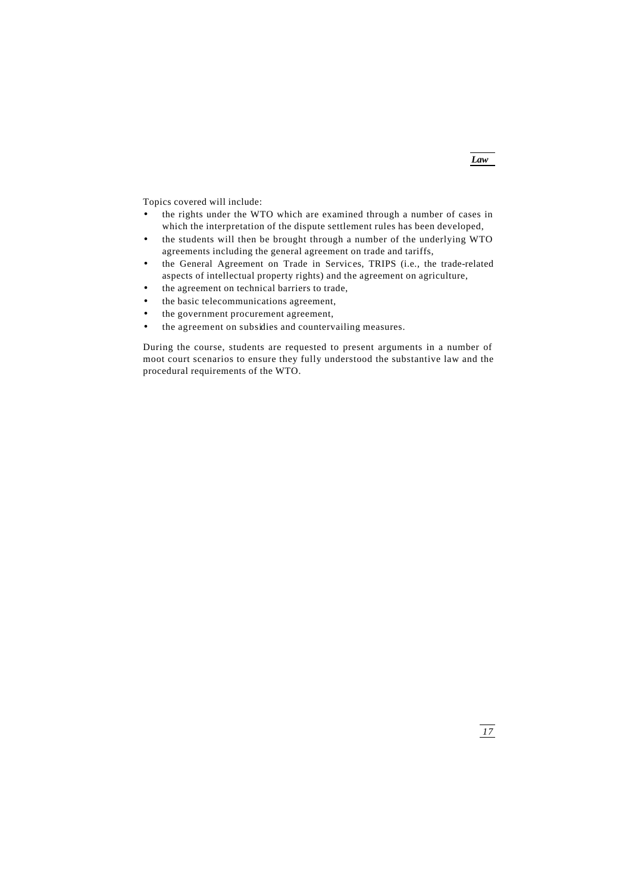Topics covered will include:

- the rights under the WTO which are examined through a number of cases in which the interpretation of the dispute settlement rules has been developed,
- the students will then be brought through a number of the underlying WTO agreements including the general agreement on trade and tariffs,
- the General Agreement on Trade in Services, TRIPS (i.e., the trade-related aspects of intellectual property rights) and the agreement on agriculture,
- the agreement on technical barriers to trade,
- the basic telecommunications agreement,
- the government procurement agreement,
- the agreement on subsidies and countervailing measures.

During the course, students are requested to present arguments in a number of moot court scenarios to ensure they fully understood the substantive law and the procedural requirements of the WTO.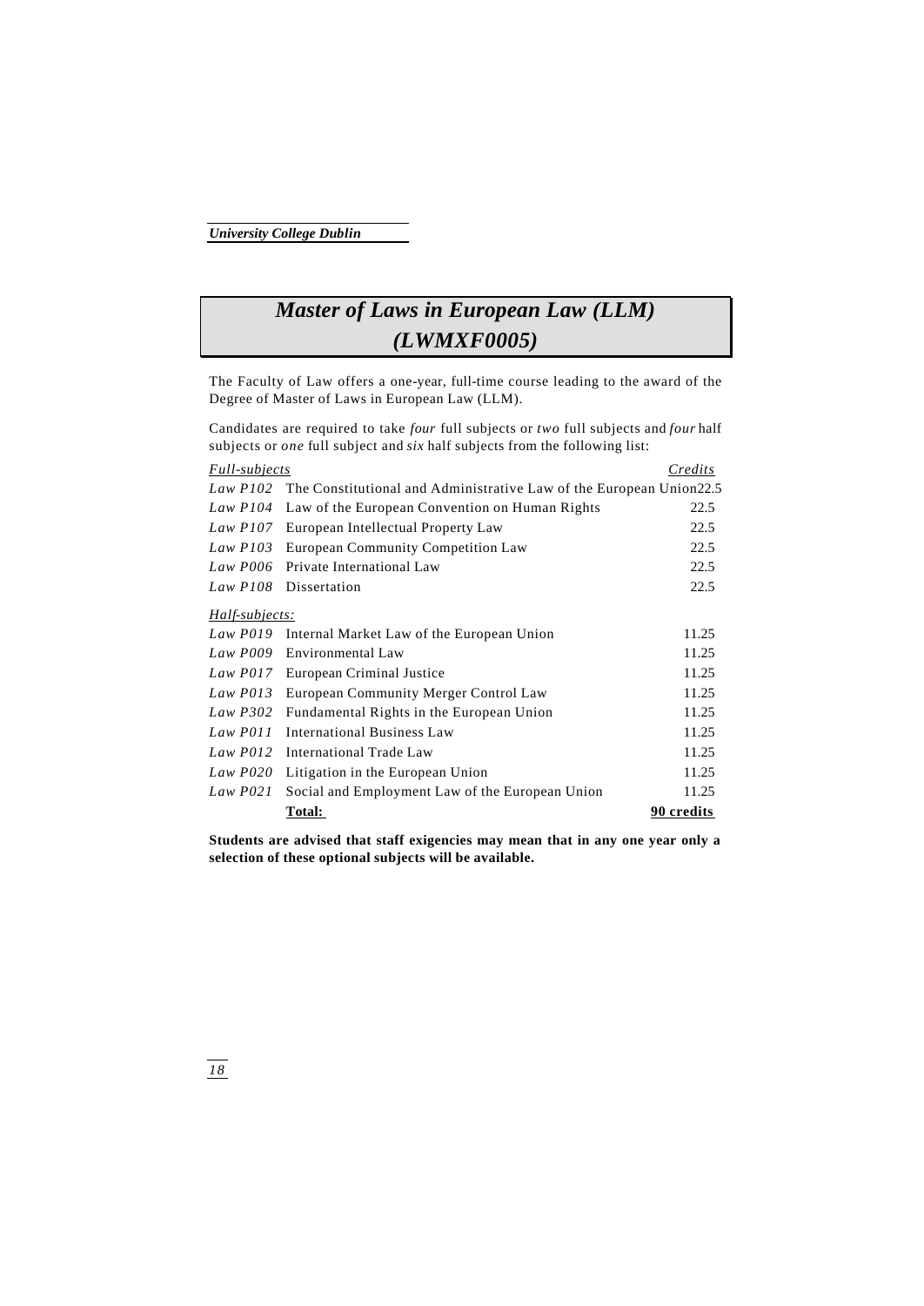# Master of Laws in European Law (LLM) (LWMXF0005)

The Faculty of Law offers a one-year, full-time course leading to the award of the Degree of Master of Laws in European Law (LLM).

Candidates are required to take *four* full subjects or *two* full subjects and *four* half subjects or *one* full subject and *six* half subjects from the following list:

| *Full-subjects* | | *Credits* |
|---|---|---|
| *Law P102* | The Constitutional and Administrative Law of the European Union | 22.5 |
| *Law P104* | Law of the European Convention on Human Rights | 22.5 |
| *Law P107* | European Intellectual Property Law | 22.5 |
| *Law P103* | European Community Competition Law | 22.5 |
| *Law P006* | Private International Law | 22.5 |
| *Law P108* | Dissertation | 22.5 |
| *Half-subjects:* | | |
| *Law P019* | Internal Market Law of the European Union | 11.25 |
| *Law P009* | Environmental Law | 11.25 |
| *Law P017* | European Criminal Justice | 11.25 |
| *Law P013* | European Community Merger Control Law | 11.25 |
| *Law P302* | Fundamental Rights in the European Union | 11.25 |
| *Law P011* | International Business Law | 11.25 |
| *Law P012* | International Trade Law | 11.25 |
| *Law P020* | Litigation in the European Union | 11.25 |
| *Law P021* | Social and Employment Law of the European Union | 11.25 |
| | **Total:** | **90 credits** |

**Students are advised that staff exigencies may mean that in any one year only a selection of these optional subjects will be available.**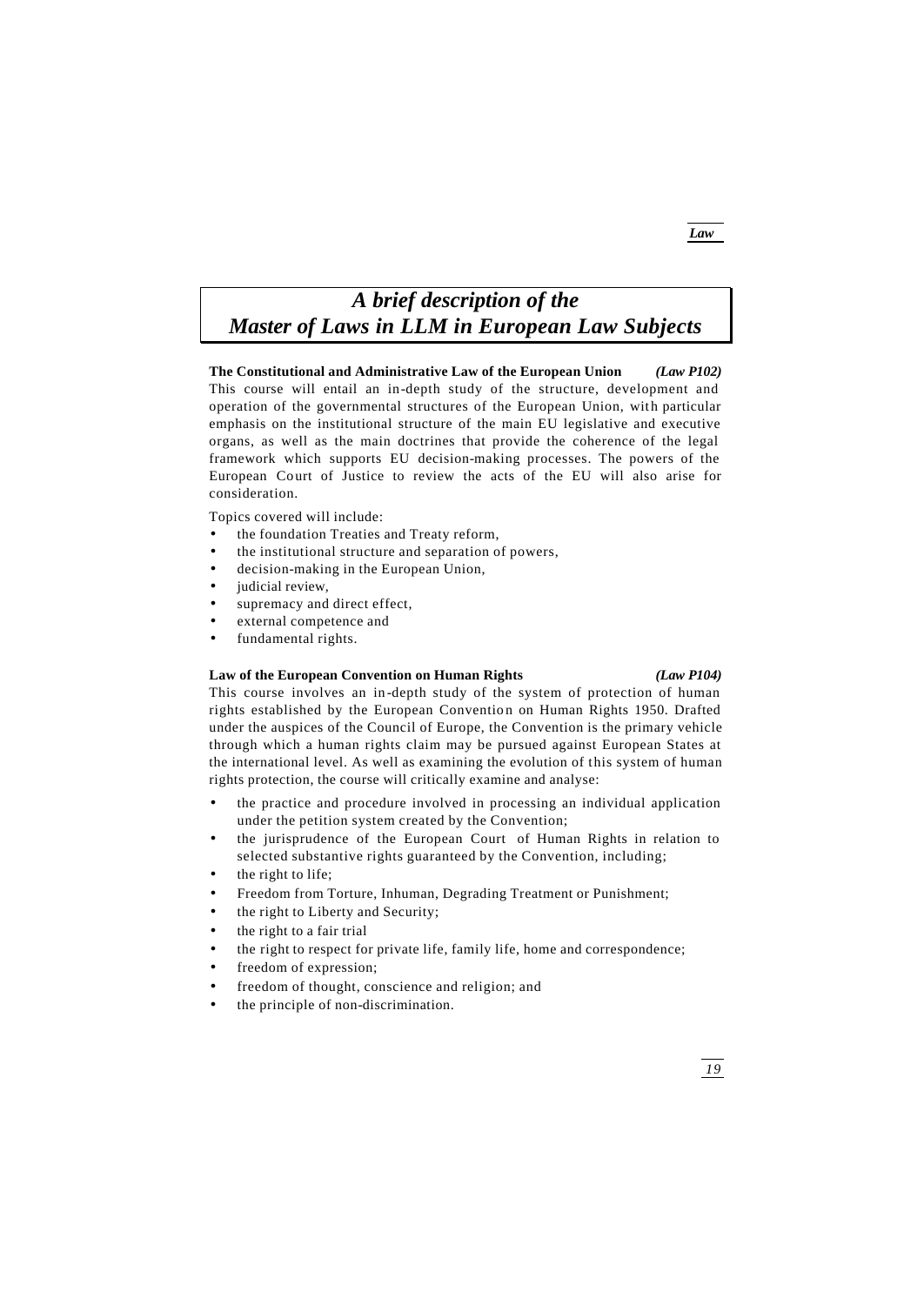## *A brief description of the Master of Laws in LLM in European Law Subjects*

**The Constitutional and Administrative Law of the European Union** ***(Law P102)***

This course will entail an in-depth study of the structure, development and operation of the governmental structures of the European Union, with particular emphasis on the institutional structure of the main EU legislative and executive organs, as well as the main doctrines that provide the coherence of the legal framework which supports EU decision-making processes. The powers of the European Court of Justice to review the acts of the EU will also arise for consideration.

Topics covered will include:

- the foundation Treaties and Treaty reform,
- the institutional structure and separation of powers,
- decision-making in the European Union,
- judicial review,
- supremacy and direct effect,
- external competence and
- fundamental rights.

**Law of the European Convention on Human Rights** ***(Law P104)***

This course involves an in-depth study of the system of protection of human rights established by the European Convention on Human Rights 1950. Drafted under the auspices of the Council of Europe, the Convention is the primary vehicle through which a human rights claim may be pursued against European States at the international level. As well as examining the evolution of this system of human rights protection, the course will critically examine and analyse:

- the practice and procedure involved in processing an individual application under the petition system created by the Convention;
- the jurisprudence of the European Court of Human Rights in relation to selected substantive rights guaranteed by the Convention, including;
- the right to life;
- Freedom from Torture, Inhuman, Degrading Treatment or Punishment;
- the right to Liberty and Security;
- the right to a fair trial
- the right to respect for private life, family life, home and correspondence;
- freedom of expression;
- freedom of thought, conscience and religion; and
- the principle of non-discrimination.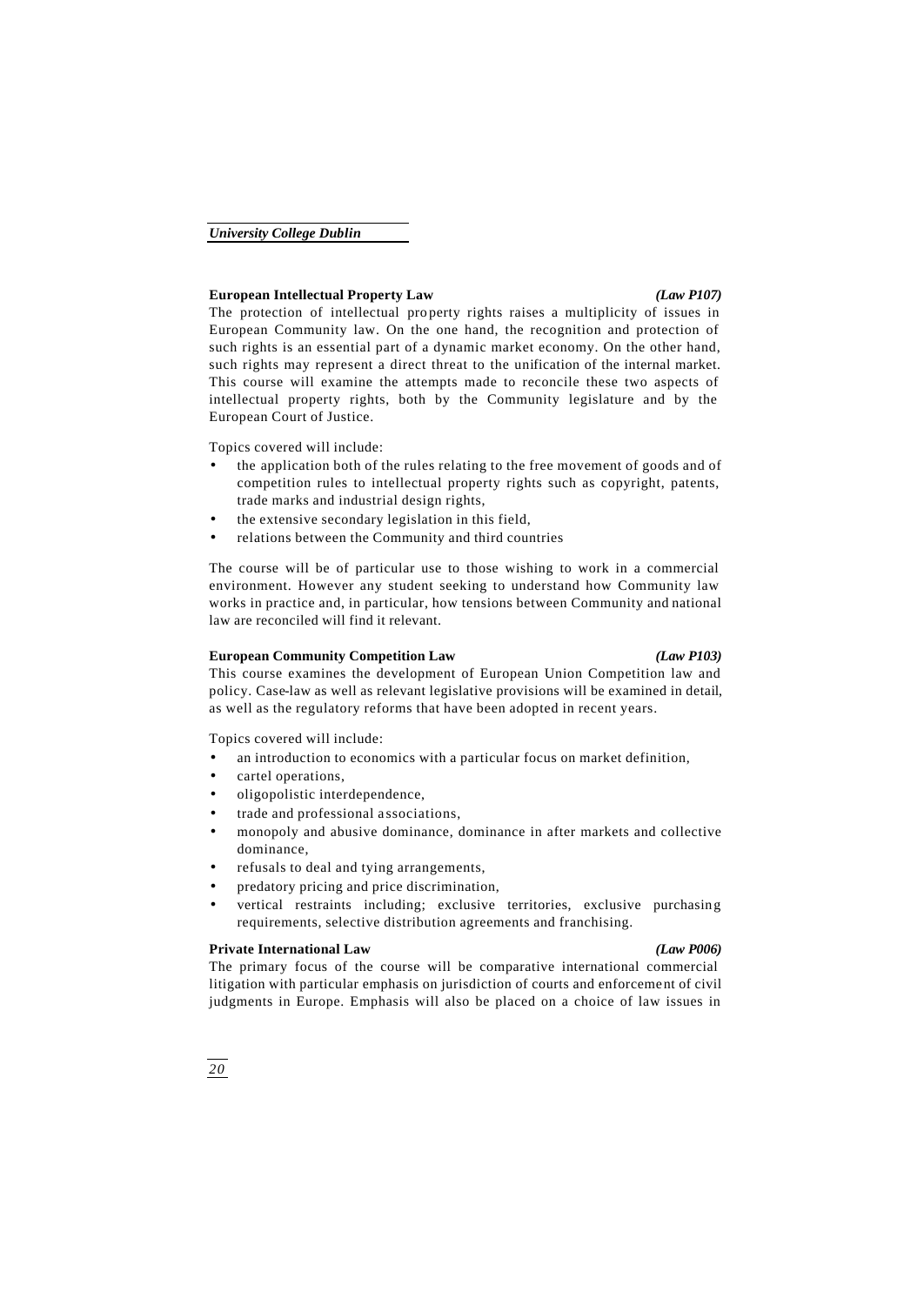### European Intellectual Property Law *(Law P107)*

The protection of intellectual property rights raises a multiplicity of issues in European Community law. On the one hand, the recognition and protection of such rights is an essential part of a dynamic market economy. On the other hand, such rights may represent a direct threat to the unification of the internal market. This course will examine the attempts made to reconcile these two aspects of intellectual property rights, both by the Community legislature and by the European Court of Justice.

Topics covered will include:

- the application both of the rules relating to the free movement of goods and of competition rules to intellectual property rights such as copyright, patents, trade marks and industrial design rights,
- the extensive secondary legislation in this field,
- relations between the Community and third countries

The course will be of particular use to those wishing to work in a commercial environment. However any student seeking to understand how Community law works in practice and, in particular, how tensions between Community and national law are reconciled will find it relevant.

### European Community Competition Law *(Law P103)*

This course examines the development of European Union Competition law and policy. Case-law as well as relevant legislative provisions will be examined in detail, as well as the regulatory reforms that have been adopted in recent years.

Topics covered will include:

- an introduction to economics with a particular focus on market definition,
- cartel operations,
- oligopolistic interdependence,
- trade and professional associations,
- monopoly and abusive dominance, dominance in after markets and collective dominance,
- refusals to deal and tying arrangements,
- predatory pricing and price discrimination,
- vertical restraints including; exclusive territories, exclusive purchasing requirements, selective distribution agreements and franchising.

### Private International Law *(Law P006)*

The primary focus of the course will be comparative international commercial litigation with particular emphasis on jurisdiction of courts and enforcement of civil judgments in Europe. Emphasis will also be placed on a choice of law issues in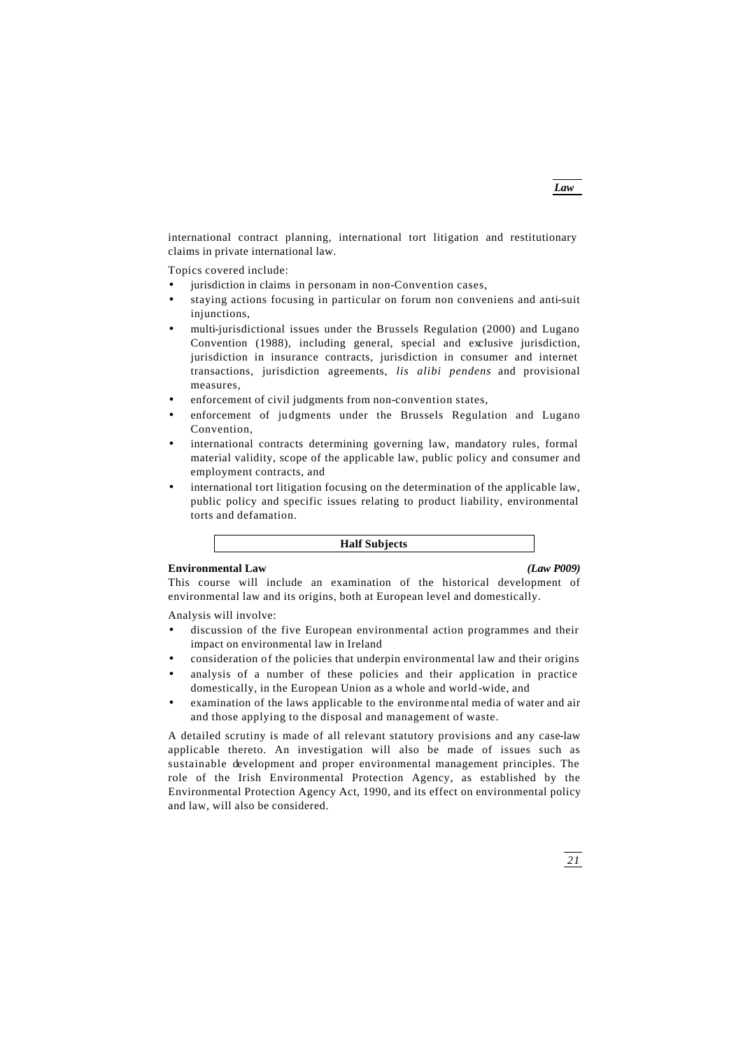international contract planning, international tort litigation and restitutionary claims in private international law.

Topics covered include:

- jurisdiction in claims in personam in non-Convention cases,
- staying actions focusing in particular on forum non conveniens and anti-suit injunctions,
- multi-jurisdictional issues under the Brussels Regulation (2000) and Lugano Convention (1988), including general, special and exclusive jurisdiction, jurisdiction in insurance contracts, jurisdiction in consumer and internet transactions, jurisdiction agreements, *lis alibi pendens* and provisional measures,
- enforcement of civil judgments from non-convention states,
- enforcement of judgments under the Brussels Regulation and Lugano Convention,
- international contracts determining governing law, mandatory rules, formal material validity, scope of the applicable law, public policy and consumer and employment contracts, and
- international tort litigation focusing on the determination of the applicable law, public policy and specific issues relating to product liability, environmental torts and defamation.

## Half Subjects

### Environmental Law *(Law P009)*

This course will include an examination of the historical development of environmental law and its origins, both at European level and domestically.

Analysis will involve:

- discussion of the five European environmental action programmes and their impact on environmental law in Ireland
- consideration of the policies that underpin environmental law and their origins
- analysis of a number of these policies and their application in practice domestically, in the European Union as a whole and world-wide, and
- examination of the laws applicable to the environmental media of water and air and those applying to the disposal and management of waste.

A detailed scrutiny is made of all relevant statutory provisions and any case-law applicable thereto. An investigation will also be made of issues such as sustainable development and proper environmental management principles. The role of the Irish Environmental Protection Agency, as established by the Environmental Protection Agency Act, 1990, and its effect on environmental policy and law, will also be considered.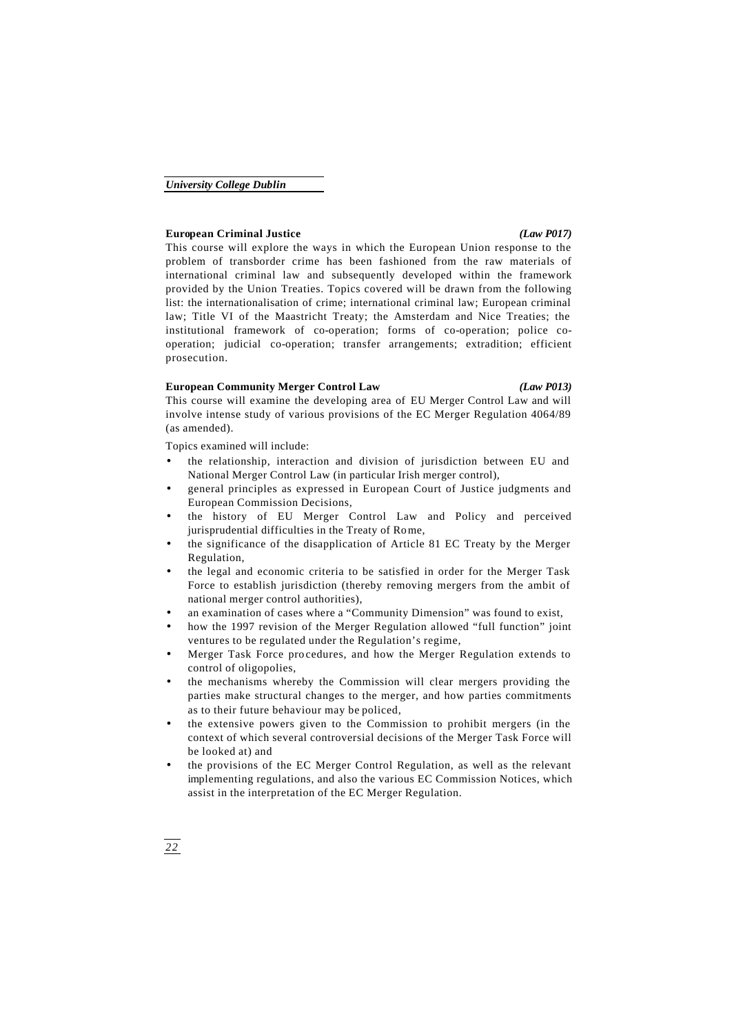### European Criminal Justice *(Law P017)*

This course will explore the ways in which the European Union response to the problem of transborder crime has been fashioned from the raw materials of international criminal law and subsequently developed within the framework provided by the Union Treaties. Topics covered will be drawn from the following list: the internationalisation of crime; international criminal law; European criminal law; Title VI of the Maastricht Treaty; the Amsterdam and Nice Treaties; the institutional framework of co-operation; forms of co-operation; police co-operation; judicial co-operation; transfer arrangements; extradition; efficient prosecution.

### European Community Merger Control Law *(Law P013)*

This course will examine the developing area of EU Merger Control Law and will involve intense study of various provisions of the EC Merger Regulation 4064/89 (as amended).

Topics examined will include:

- the relationship, interaction and division of jurisdiction between EU and National Merger Control Law (in particular Irish merger control),
- general principles as expressed in European Court of Justice judgments and European Commission Decisions,
- the history of EU Merger Control Law and Policy and perceived jurisprudential difficulties in the Treaty of Rome,
- the significance of the disapplication of Article 81 EC Treaty by the Merger Regulation,
- the legal and economic criteria to be satisfied in order for the Merger Task Force to establish jurisdiction (thereby removing mergers from the ambit of national merger control authorities),
- an examination of cases where a "Community Dimension" was found to exist,
- how the 1997 revision of the Merger Regulation allowed "full function" joint ventures to be regulated under the Regulation's regime,
- Merger Task Force procedures, and how the Merger Regulation extends to control of oligopolies,
- the mechanisms whereby the Commission will clear mergers providing the parties make structural changes to the merger, and how parties commitments as to their future behaviour may be policed,
- the extensive powers given to the Commission to prohibit mergers (in the context of which several controversial decisions of the Merger Task Force will be looked at) and
- the provisions of the EC Merger Control Regulation, as well as the relevant implementing regulations, and also the various EC Commission Notices, which assist in the interpretation of the EC Merger Regulation.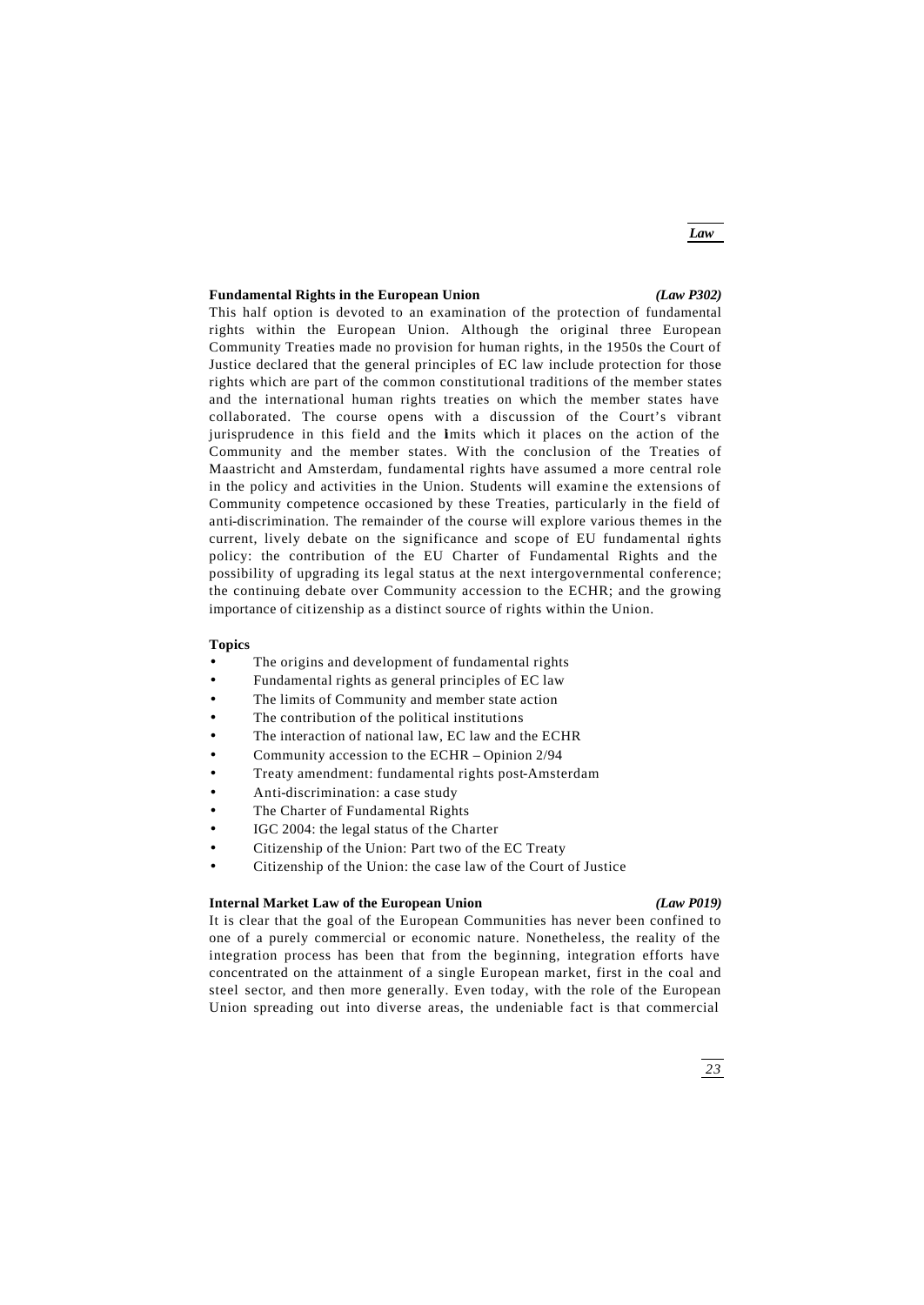### Fundamental Rights in the European Union *(Law P302)*

This half option is devoted to an examination of the protection of fundamental rights within the European Union. Although the original three European Community Treaties made no provision for human rights, in the 1950s the Court of Justice declared that the general principles of EC law include protection for those rights which are part of the common constitutional traditions of the member states and the international human rights treaties on which the member states have collaborated. The course opens with a discussion of the Court's vibrant jurisprudence in this field and the limits which it places on the action of the Community and the member states. With the conclusion of the Treaties of Maastricht and Amsterdam, fundamental rights have assumed a more central role in the policy and activities in the Union. Students will examine the extensions of Community competence occasioned by these Treaties, particularly in the field of anti-discrimination. The remainder of the course will explore various themes in the current, lively debate on the significance and scope of EU fundamental rights policy: the contribution of the EU Charter of Fundamental Rights and the possibility of upgrading its legal status at the next intergovernmental conference; the continuing debate over Community accession to the ECHR; and the growing importance of citizenship as a distinct source of rights within the Union.

**Topics**

- The origins and development of fundamental rights
- Fundamental rights as general principles of EC law
- The limits of Community and member state action
- The contribution of the political institutions
- The interaction of national law, EC law and the ECHR
- Community accession to the ECHR – Opinion 2/94
- Treaty amendment: fundamental rights post-Amsterdam
- Anti-discrimination: a case study
- The Charter of Fundamental Rights
- IGC 2004: the legal status of the Charter
- Citizenship of the Union: Part two of the EC Treaty
- Citizenship of the Union: the case law of the Court of Justice

### Internal Market Law of the European Union *(Law P019)*

It is clear that the goal of the European Communities has never been confined to one of a purely commercial or economic nature. Nonetheless, the reality of the integration process has been that from the beginning, integration efforts have concentrated on the attainment of a single European market, first in the coal and steel sector, and then more generally. Even today, with the role of the European Union spreading out into diverse areas, the undeniable fact is that commercial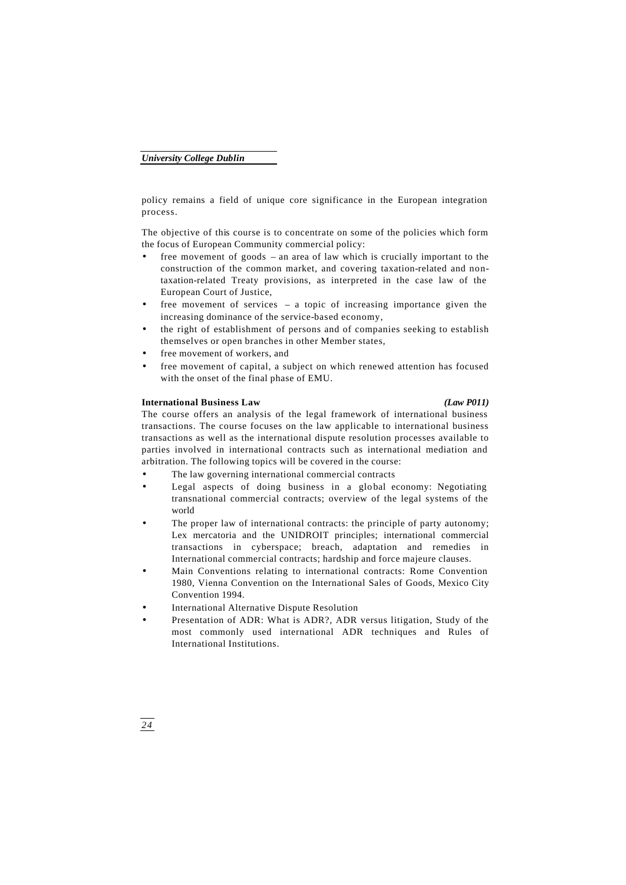policy remains a field of unique core significance in the European integration process.

The objective of this course is to concentrate on some of the policies which form the focus of European Community commercial policy:

- free movement of goods – an area of law which is crucially important to the construction of the common market, and covering taxation-related and non-taxation-related Treaty provisions, as interpreted in the case law of the European Court of Justice,
- free movement of services – a topic of increasing importance given the increasing dominance of the service-based economy,
- the right of establishment of persons and of companies seeking to establish themselves or open branches in other Member states,
- free movement of workers, and
- free movement of capital, a subject on which renewed attention has focused with the onset of the final phase of EMU.

**International Business Law** *(Law P011)*

The course offers an analysis of the legal framework of international business transactions. The course focuses on the law applicable to international business transactions as well as the international dispute resolution processes available to parties involved in international contracts such as international mediation and arbitration. The following topics will be covered in the course:

- The law governing international commercial contracts
- Legal aspects of doing business in a global economy: Negotiating transnational commercial contracts; overview of the legal systems of the world
- The proper law of international contracts: the principle of party autonomy; Lex mercatoria and the UNIDROIT principles; international commercial transactions in cyberspace; breach, adaptation and remedies in International commercial contracts; hardship and force majeure clauses.
- Main Conventions relating to international contracts: Rome Convention 1980, Vienna Convention on the International Sales of Goods, Mexico City Convention 1994.
- International Alternative Dispute Resolution
- Presentation of ADR: What is ADR?, ADR versus litigation, Study of the most commonly used international ADR techniques and Rules of International Institutions.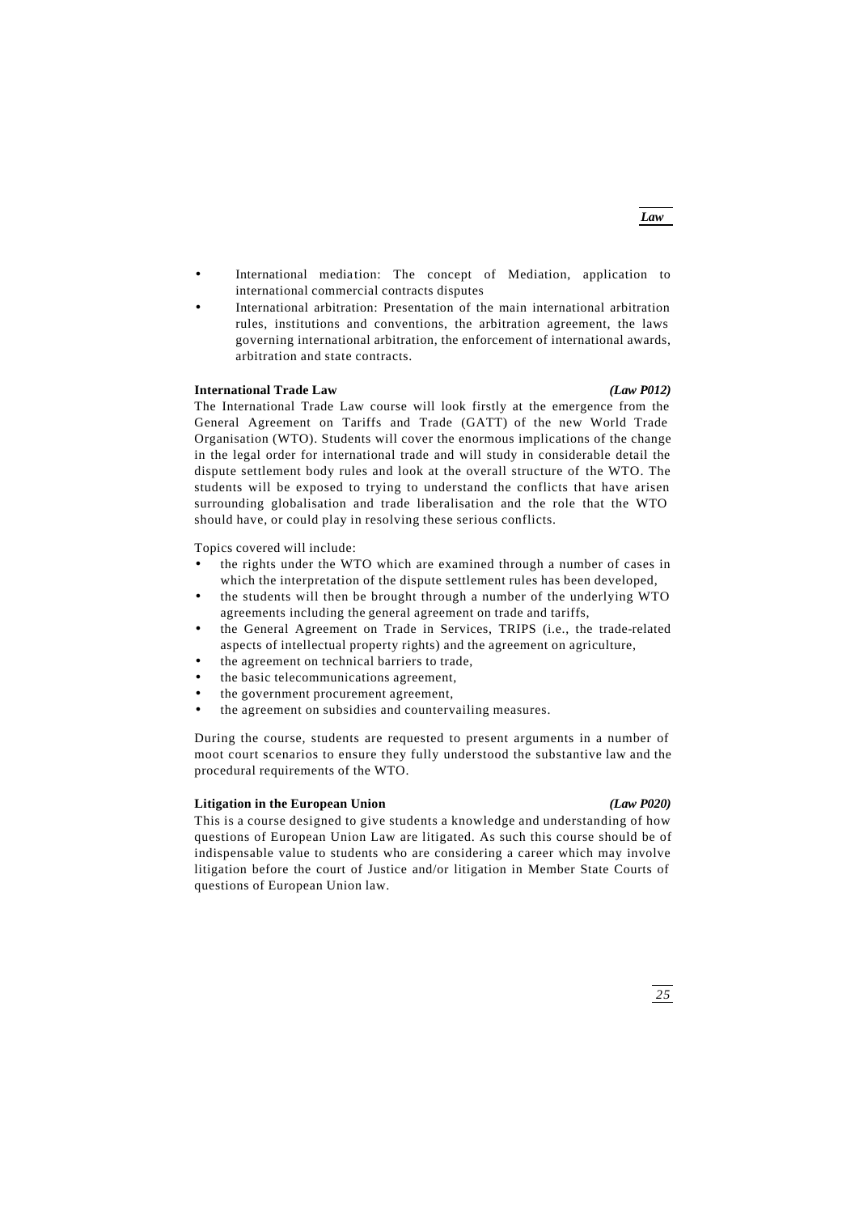- International mediation: The concept of Mediation, application to international commercial contracts disputes
- International arbitration: Presentation of the main international arbitration rules, institutions and conventions, the arbitration agreement, the laws governing international arbitration, the enforcement of international awards, arbitration and state contracts.

### International Trade Law *(Law P012)*

The International Trade Law course will look firstly at the emergence from the General Agreement on Tariffs and Trade (GATT) of the new World Trade Organisation (WTO). Students will cover the enormous implications of the change in the legal order for international trade and will study in considerable detail the dispute settlement body rules and look at the overall structure of the WTO. The students will be exposed to trying to understand the conflicts that have arisen surrounding globalisation and trade liberalisation and the role that the WTO should have, or could play in resolving these serious conflicts.

Topics covered will include:

- the rights under the WTO which are examined through a number of cases in which the interpretation of the dispute settlement rules has been developed,
- the students will then be brought through a number of the underlying WTO agreements including the general agreement on trade and tariffs,
- the General Agreement on Trade in Services, TRIPS (i.e., the trade-related aspects of intellectual property rights) and the agreement on agriculture,
- the agreement on technical barriers to trade,
- the basic telecommunications agreement,
- the government procurement agreement,
- the agreement on subsidies and countervailing measures.

During the course, students are requested to present arguments in a number of moot court scenarios to ensure they fully understood the substantive law and the procedural requirements of the WTO.

### Litigation in the European Union *(Law P020)*

This is a course designed to give students a knowledge and understanding of how questions of European Union Law are litigated. As such this course should be of indispensable value to students who are considering a career which may involve litigation before the court of Justice and/or litigation in Member State Courts of questions of European Union law.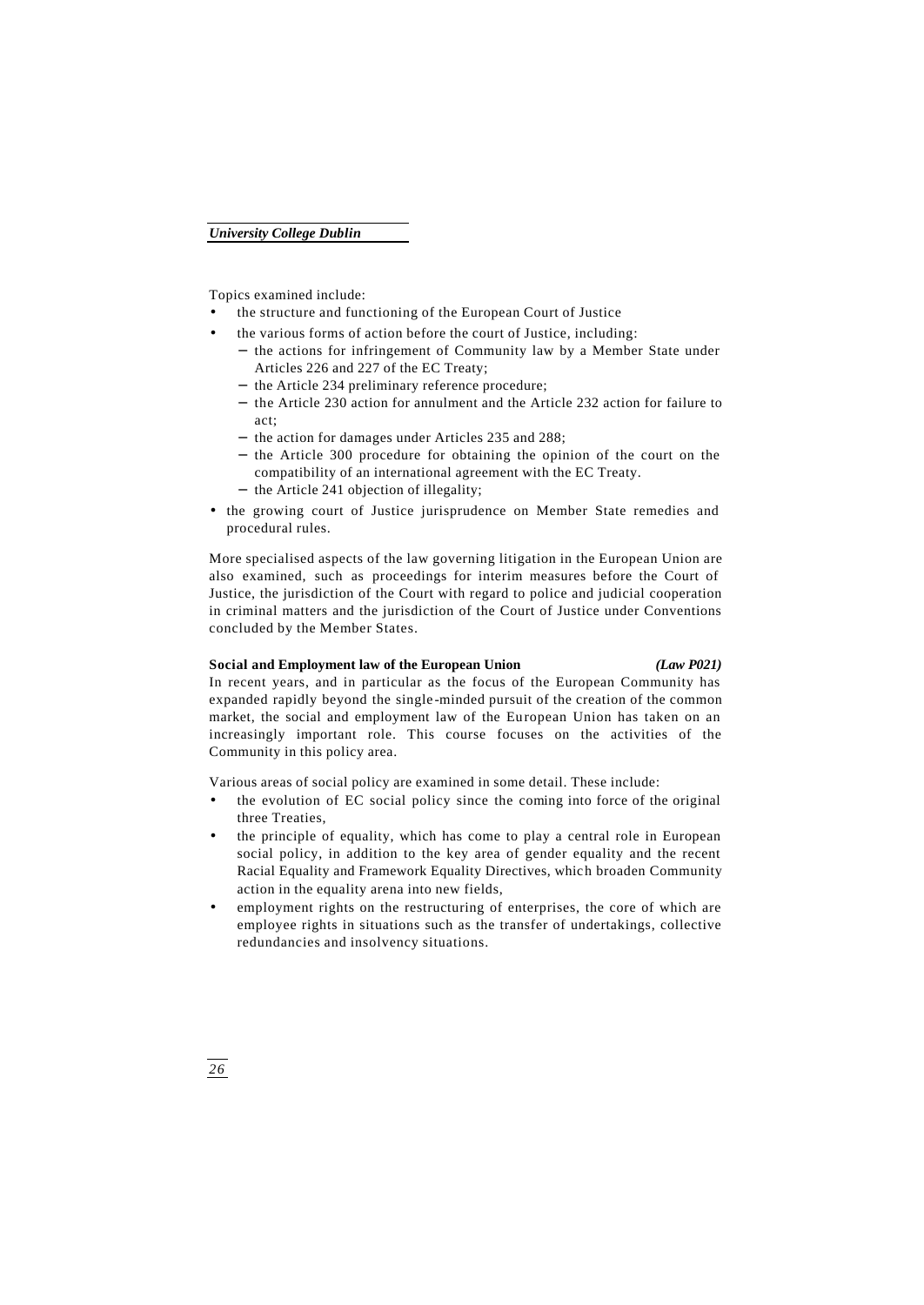Topics examined include:

- the structure and functioning of the European Court of Justice
- the various forms of action before the court of Justice, including:
  - the actions for infringement of Community law by a Member State under Articles 226 and 227 of the EC Treaty;
  - the Article 234 preliminary reference procedure;
  - the Article 230 action for annulment and the Article 232 action for failure to act;
  - the action for damages under Articles 235 and 288;
  - the Article 300 procedure for obtaining the opinion of the court on the compatibility of an international agreement with the EC Treaty.
  - the Article 241 objection of illegality;
- the growing court of Justice jurisprudence on Member State remedies and procedural rules.

More specialised aspects of the law governing litigation in the European Union are also examined, such as proceedings for interim measures before the Court of Justice, the jurisdiction of the Court with regard to police and judicial cooperation in criminal matters and the jurisdiction of the Court of Justice under Conventions concluded by the Member States.

**Social and Employment law of the European Union** ***(Law P021)***

In recent years, and in particular as the focus of the European Community has expanded rapidly beyond the single-minded pursuit of the creation of the common market, the social and employment law of the European Union has taken on an increasingly important role. This course focuses on the activities of the Community in this policy area.

Various areas of social policy are examined in some detail. These include:

- the evolution of EC social policy since the coming into force of the original three Treaties,
- the principle of equality, which has come to play a central role in European social policy, in addition to the key area of gender equality and the recent Racial Equality and Framework Equality Directives, which broaden Community action in the equality arena into new fields,
- employment rights on the restructuring of enterprises, the core of which are employee rights in situations such as the transfer of undertakings, collective redundancies and insolvency situations.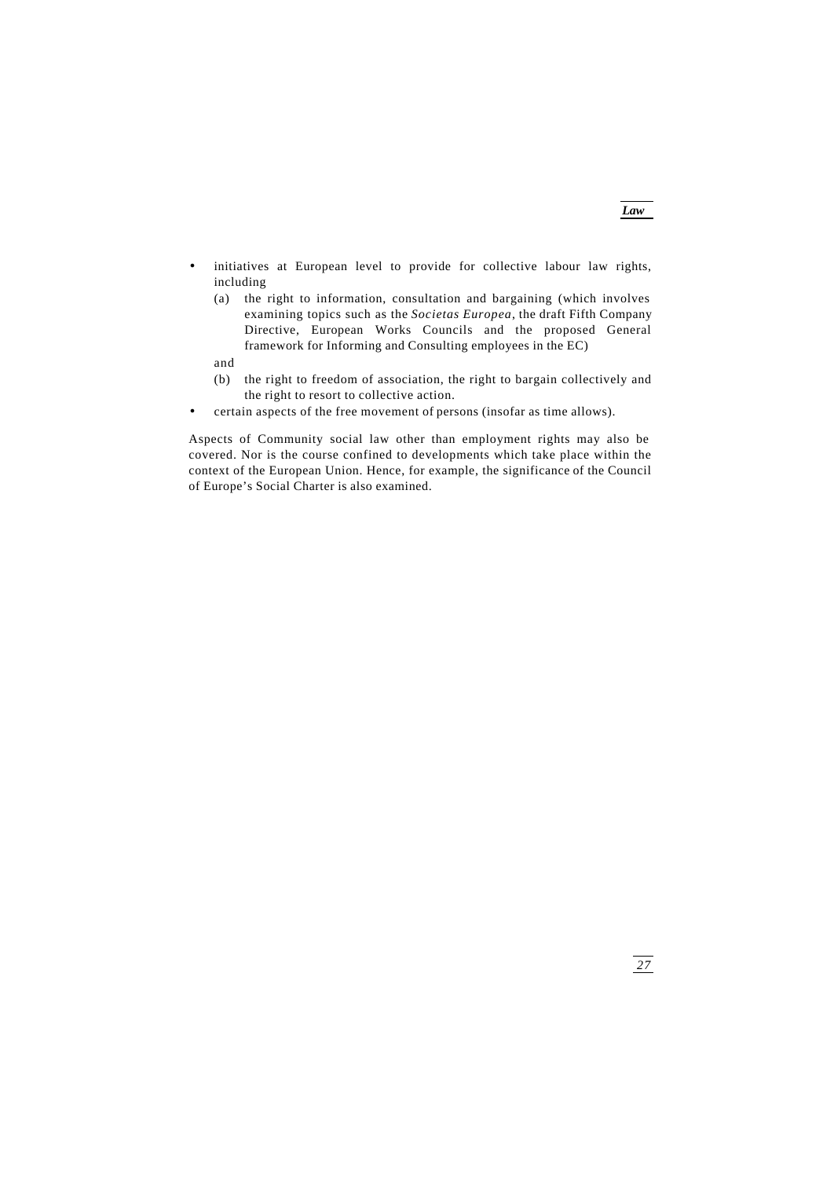- initiatives at European level to provide for collective labour law rights, including
  - (a) the right to information, consultation and bargaining (which involves examining topics such as the *Societas Europea*, the draft Fifth Company Directive, European Works Councils and the proposed General framework for Informing and Consulting employees in the EC)

  and

  - (b) the right to freedom of association, the right to bargain collectively and the right to resort to collective action.
- certain aspects of the free movement of persons (insofar as time allows).

Aspects of Community social law other than employment rights may also be covered. Nor is the course confined to developments which take place within the context of the European Union. Hence, for example, the significance of the Council of Europe's Social Charter is also examined.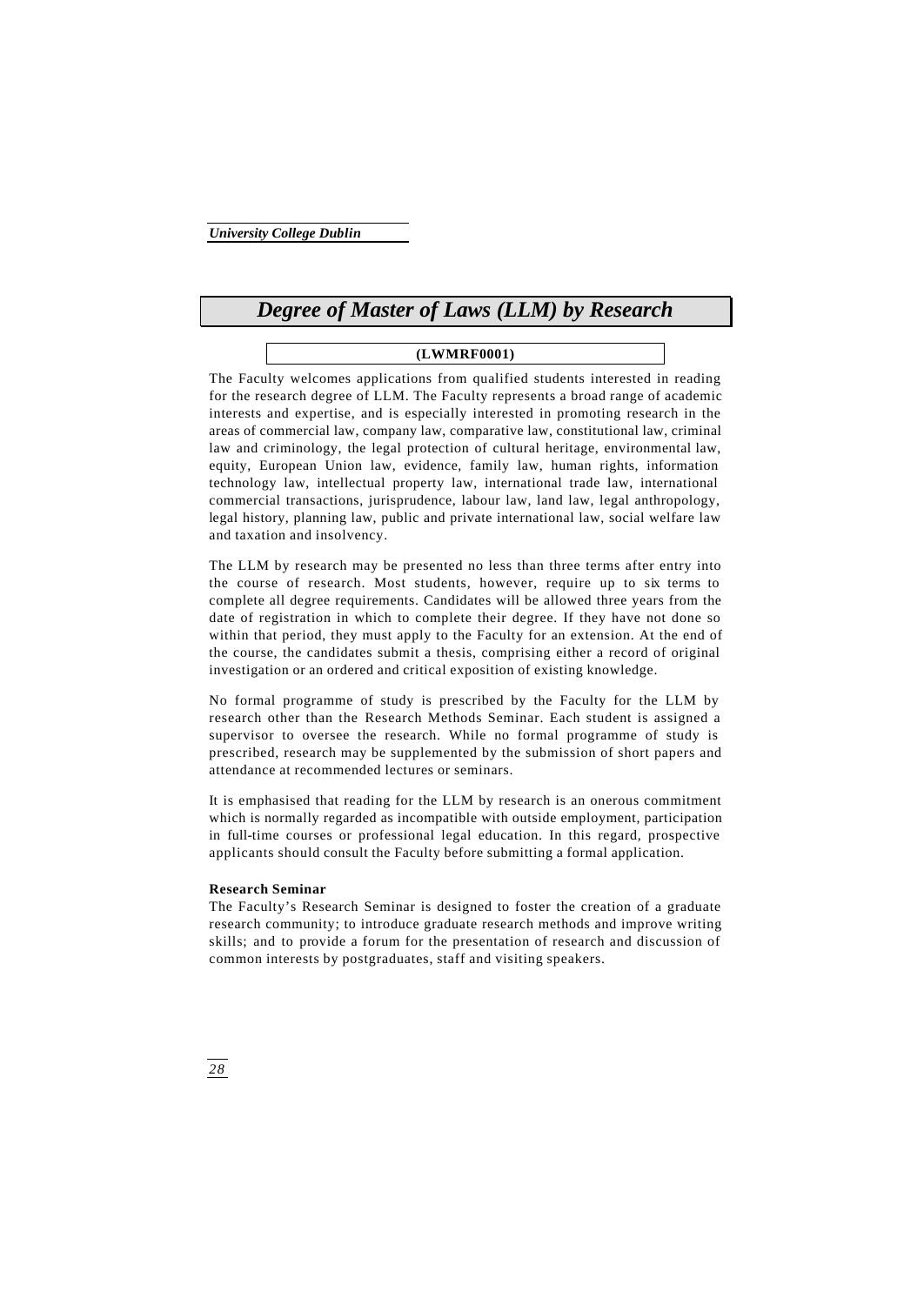# Degree of Master of Laws (LLM) by Research

**(LWMRF0001)**

The Faculty welcomes applications from qualified students interested in reading for the research degree of LLM. The Faculty represents a broad range of academic interests and expertise, and is especially interested in promoting research in the areas of commercial law, company law, comparative law, constitutional law, criminal law and criminology, the legal protection of cultural heritage, environmental law, equity, European Union law, evidence, family law, human rights, information technology law, intellectual property law, international trade law, international commercial transactions, jurisprudence, labour law, land law, legal anthropology, legal history, planning law, public and private international law, social welfare law and taxation and insolvency.

The LLM by research may be presented no less than three terms after entry into the course of research. Most students, however, require up to six terms to complete all degree requirements. Candidates will be allowed three years from the date of registration in which to complete their degree. If they have not done so within that period, they must apply to the Faculty for an extension. At the end of the course, the candidates submit a thesis, comprising either a record of original investigation or an ordered and critical exposition of existing knowledge.

No formal programme of study is prescribed by the Faculty for the LLM by research other than the Research Methods Seminar. Each student is assigned a supervisor to oversee the research. While no formal programme of study is prescribed, research may be supplemented by the submission of short papers and attendance at recommended lectures or seminars.

It is emphasised that reading for the LLM by research is an onerous commitment which is normally regarded as incompatible with outside employment, participation in full-time courses or professional legal education. In this regard, prospective applicants should consult the Faculty before submitting a formal application.

**Research Seminar**

The Faculty's Research Seminar is designed to foster the creation of a graduate research community; to introduce graduate research methods and improve writing skills; and to provide a forum for the presentation of research and discussion of common interests by postgraduates, staff and visiting speakers.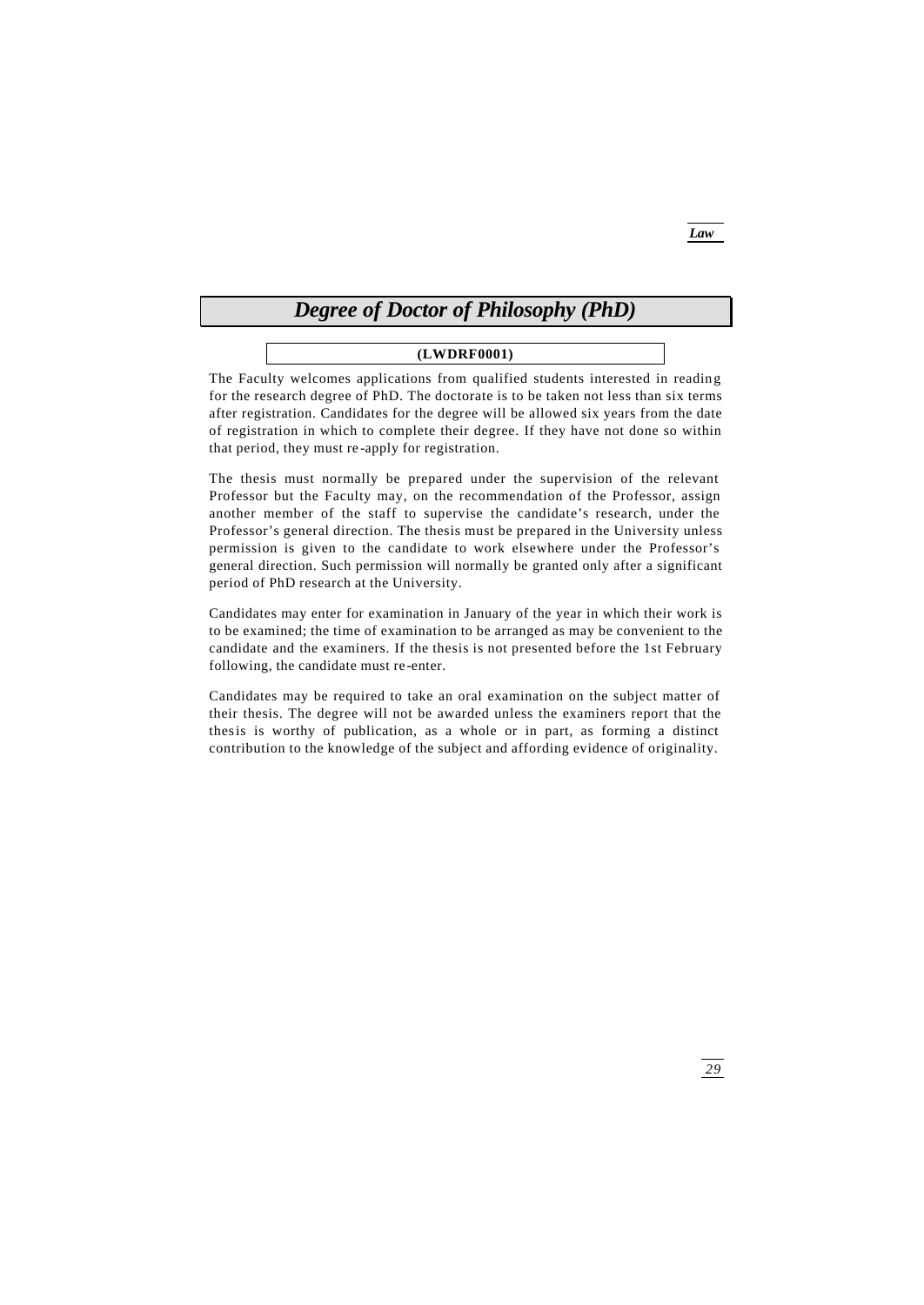# *Degree of Doctor of Philosophy (PhD)*

**(LWDRF0001)**

The Faculty welcomes applications from qualified students interested in reading for the research degree of PhD. The doctorate is to be taken not less than six terms after registration. Candidates for the degree will be allowed six years from the date of registration in which to complete their degree. If they have not done so within that period, they must re-apply for registration.

The thesis must normally be prepared under the supervision of the relevant Professor but the Faculty may, on the recommendation of the Professor, assign another member of the staff to supervise the candidate's research, under the Professor's general direction. The thesis must be prepared in the University unless permission is given to the candidate to work elsewhere under the Professor's general direction. Such permission will normally be granted only after a significant period of PhD research at the University.

Candidates may enter for examination in January of the year in which their work is to be examined; the time of examination to be arranged as may be convenient to the candidate and the examiners. If the thesis is not presented before the 1st February following, the candidate must re-enter.

Candidates may be required to take an oral examination on the subject matter of their thesis. The degree will not be awarded unless the examiners report that the thesis is worthy of publication, as a whole or in part, as forming a distinct contribution to the knowledge of the subject and affording evidence of originality.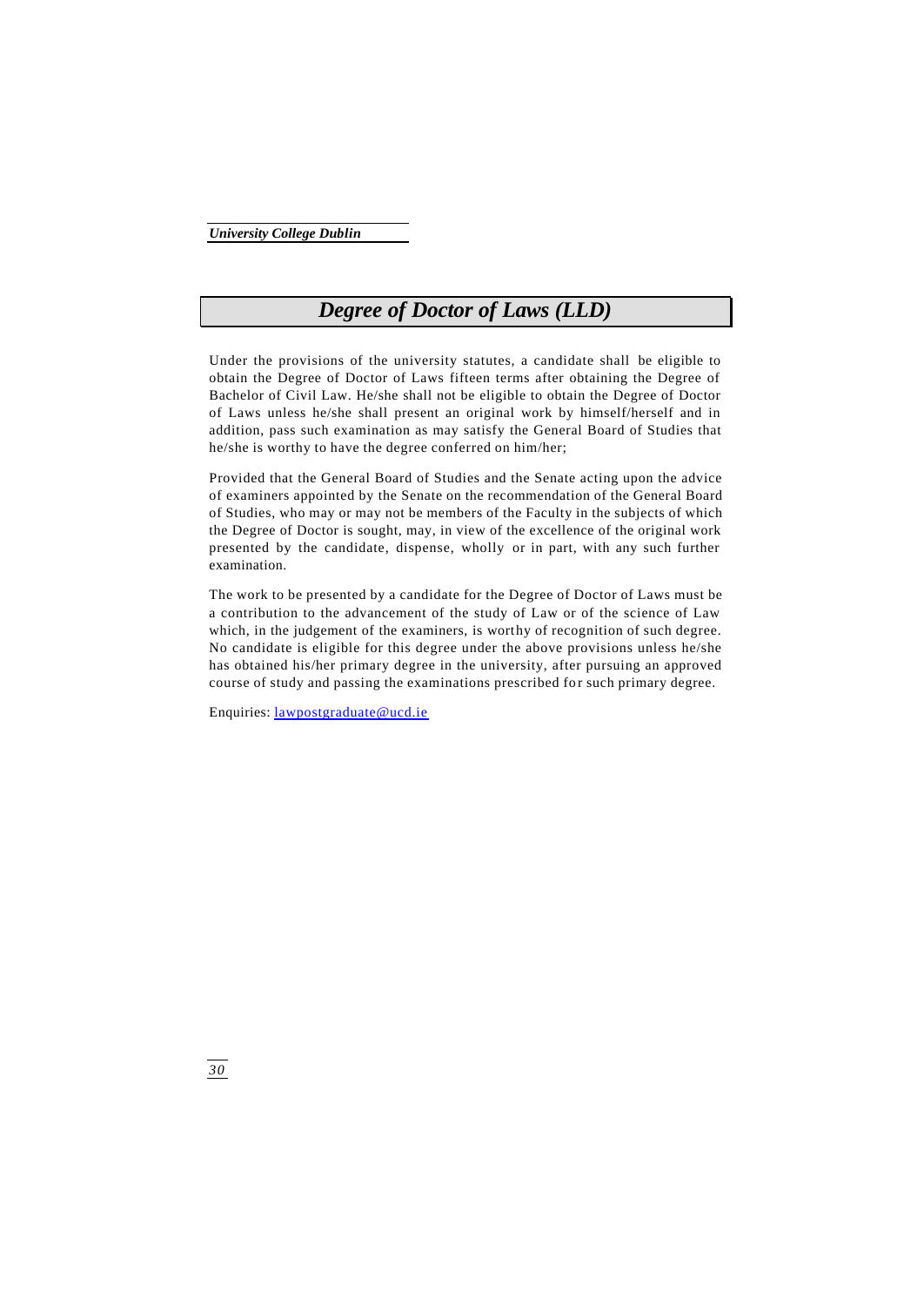# *Degree of Doctor of Laws (LLD)*

Under the provisions of the university statutes, a candidate shall be eligible to obtain the Degree of Doctor of Laws fifteen terms after obtaining the Degree of Bachelor of Civil Law. He/she shall not be eligible to obtain the Degree of Doctor of Laws unless he/she shall present an original work by himself/herself and in addition, pass such examination as may satisfy the General Board of Studies that he/she is worthy to have the degree conferred on him/her;

Provided that the General Board of Studies and the Senate acting upon the advice of examiners appointed by the Senate on the recommendation of the General Board of Studies, who may or may not be members of the Faculty in the subjects of which the Degree of Doctor is sought, may, in view of the excellence of the original work presented by the candidate, dispense, wholly or in part, with any such further examination.

The work to be presented by a candidate for the Degree of Doctor of Laws must be a contribution to the advancement of the study of Law or of the science of Law which, in the judgement of the examiners, is worthy of recognition of such degree. No candidate is eligible for this degree under the above provisions unless he/she has obtained his/her primary degree in the university, after pursuing an approved course of study and passing the examinations prescribed for such primary degree.

Enquiries: lawpostgraduate@ucd.ie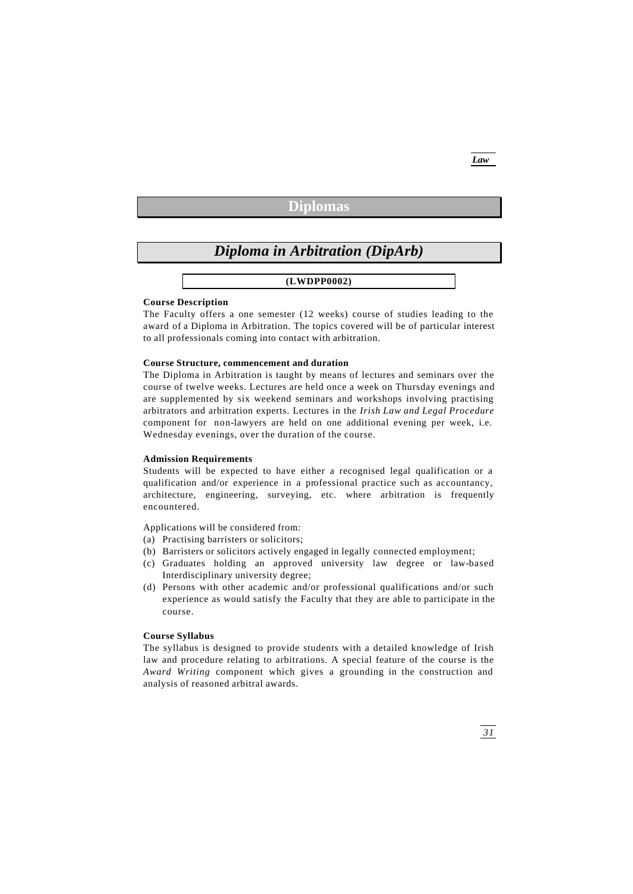# Diplomas

## *Diploma in Arbitration (DipArb)*

**(LWDPP0002)**

**Course Description**

The Faculty offers a one semester (12 weeks) course of studies leading to the award of a Diploma in Arbitration. The topics covered will be of particular interest to all professionals coming into contact with arbitration.

**Course Structure, commencement and duration**

The Diploma in Arbitration is taught by means of lectures and seminars over the course of twelve weeks. Lectures are held once a week on Thursday evenings and are supplemented by six weekend seminars and workshops involving practising arbitrators and arbitration experts. Lectures in the *Irish Law and Legal Procedure* component for non-lawyers are held on one additional evening per week, i.e. Wednesday evenings, over the duration of the course.

**Admission Requirements**

Students will be expected to have either a recognised legal qualification or a qualification and/or experience in a professional practice such as accountancy, architecture, engineering, surveying, etc. where arbitration is frequently encountered.

Applications will be considered from:

(a) Practising barristers or solicitors;
(b) Barristers or solicitors actively engaged in legally connected employment;
(c) Graduates holding an approved university law degree or law-based Interdisciplinary university degree;
(d) Persons with other academic and/or professional qualifications and/or such experience as would satisfy the Faculty that they are able to participate in the course.

**Course Syllabus**

The syllabus is designed to provide students with a detailed knowledge of Irish law and procedure relating to arbitrations. A special feature of the course is the *Award Writing* component which gives a grounding in the construction and analysis of reasoned arbitral awards.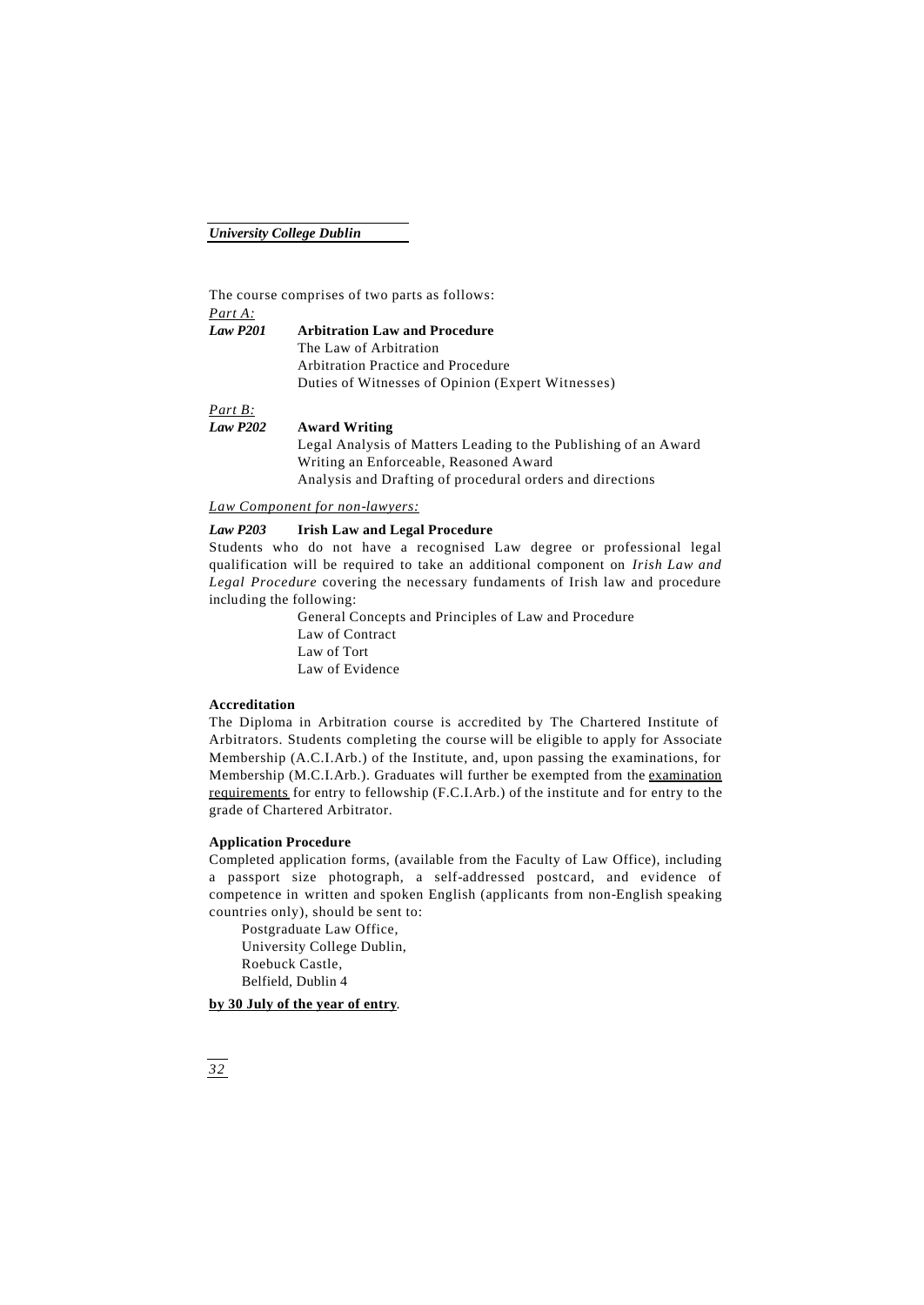The course comprises of two parts as follows:

*Part A:*

***Law P201*** **Arbitration Law and Procedure**

The Law of Arbitration
Arbitration Practice and Procedure
Duties of Witnesses of Opinion (Expert Witnesses)

*Part B:*

***Law P202*** **Award Writing**

Legal Analysis of Matters Leading to the Publishing of an Award
Writing an Enforceable, Reasoned Award
Analysis and Drafting of procedural orders and directions

*Law Component for non-lawyers:*

***Law P203*** **Irish Law and Legal Procedure**

Students who do not have a recognised Law degree or professional legal qualification will be required to take an additional component on *Irish Law and Legal Procedure* covering the necessary fundaments of Irish law and procedure including the following:

General Concepts and Principles of Law and Procedure
Law of Contract
Law of Tort
Law of Evidence

**Accreditation**

The Diploma in Arbitration course is accredited by The Chartered Institute of Arbitrators. Students completing the course will be eligible to apply for Associate Membership (A.C.I.Arb.) of the Institute, and, upon passing the examinations, for Membership (M.C.I.Arb.). Graduates will further be exempted from the examination requirements for entry to fellowship (F.C.I.Arb.) of the institute and for entry to the grade of Chartered Arbitrator.

**Application Procedure**

Completed application forms, (available from the Faculty of Law Office), including a passport size photograph, a self-addressed postcard, and evidence of competence in written and spoken English (applicants from non-English speaking countries only), should be sent to:

Postgraduate Law Office,
University College Dublin,
Roebuck Castle,
Belfield, Dublin 4

**by 30 July of the year of entry**.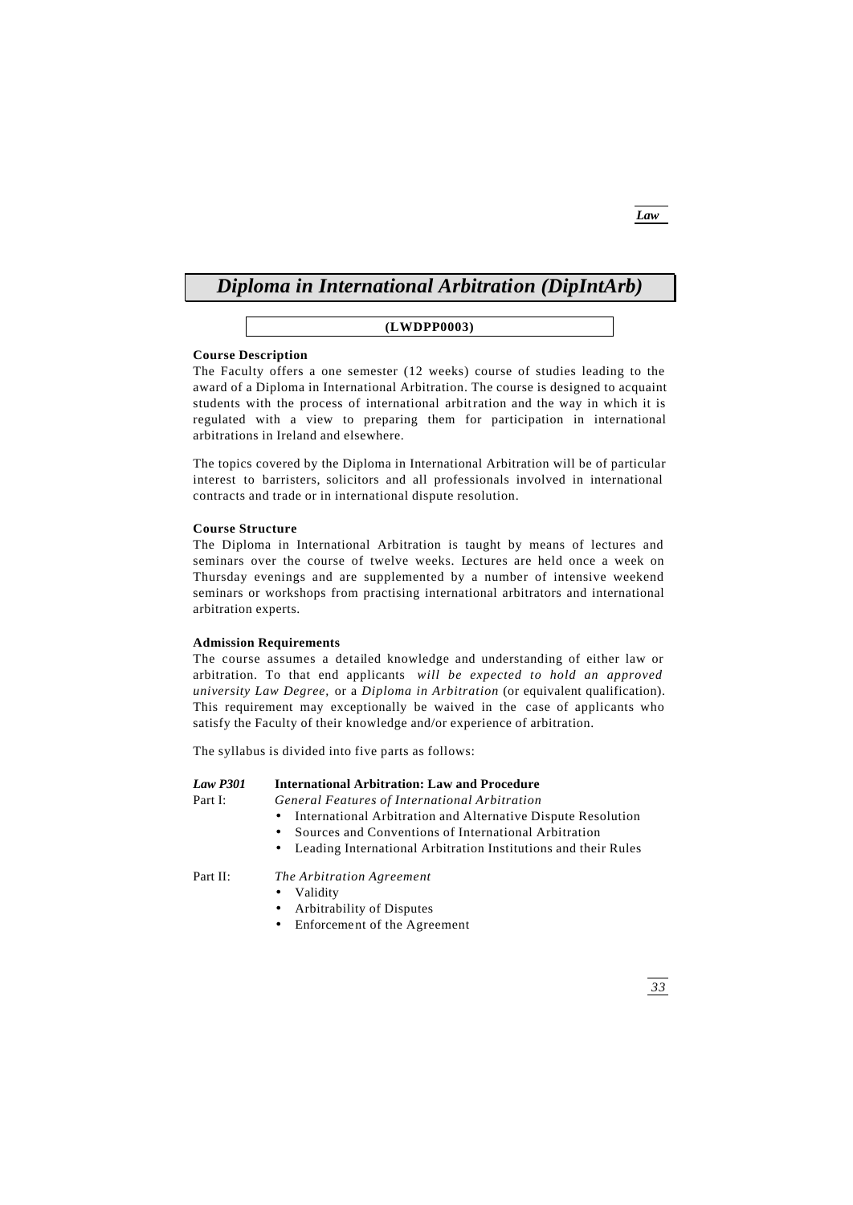# *Diploma in International Arbitration (DipIntArb)*

**(LWDPP0003)**

**Course Description**

The Faculty offers a one semester (12 weeks) course of studies leading to the award of a Diploma in International Arbitration. The course is designed to acquaint students with the process of international arbitration and the way in which it is regulated with a view to preparing them for participation in international arbitrations in Ireland and elsewhere.

The topics covered by the Diploma in International Arbitration will be of particular interest to barristers, solicitors and all professionals involved in international contracts and trade or in international dispute resolution.

**Course Structure**

The Diploma in International Arbitration is taught by means of lectures and seminars over the course of twelve weeks. Lectures are held once a week on Thursday evenings and are supplemented by a number of intensive weekend seminars or workshops from practising international arbitrators and international arbitration experts.

**Admission Requirements**

The course assumes a detailed knowledge and understanding of either law or arbitration. To that end applicants *will be expected to hold an approved university Law Degree,* or a *Diploma in Arbitration* (or equivalent qualification). This requirement may exceptionally be waived in the case of applicants who satisfy the Faculty of their knowledge and/or experience of arbitration.

The syllabus is divided into five parts as follows:

***Law P301*** **International Arbitration: Law and Procedure**

Part I: *General Features of International Arbitration*

- International Arbitration and Alternative Dispute Resolution
- Sources and Conventions of International Arbitration
- Leading International Arbitration Institutions and their Rules

Part II: *The Arbitration Agreement*

- Validity
- Arbitrability of Disputes
- Enforcement of the Agreement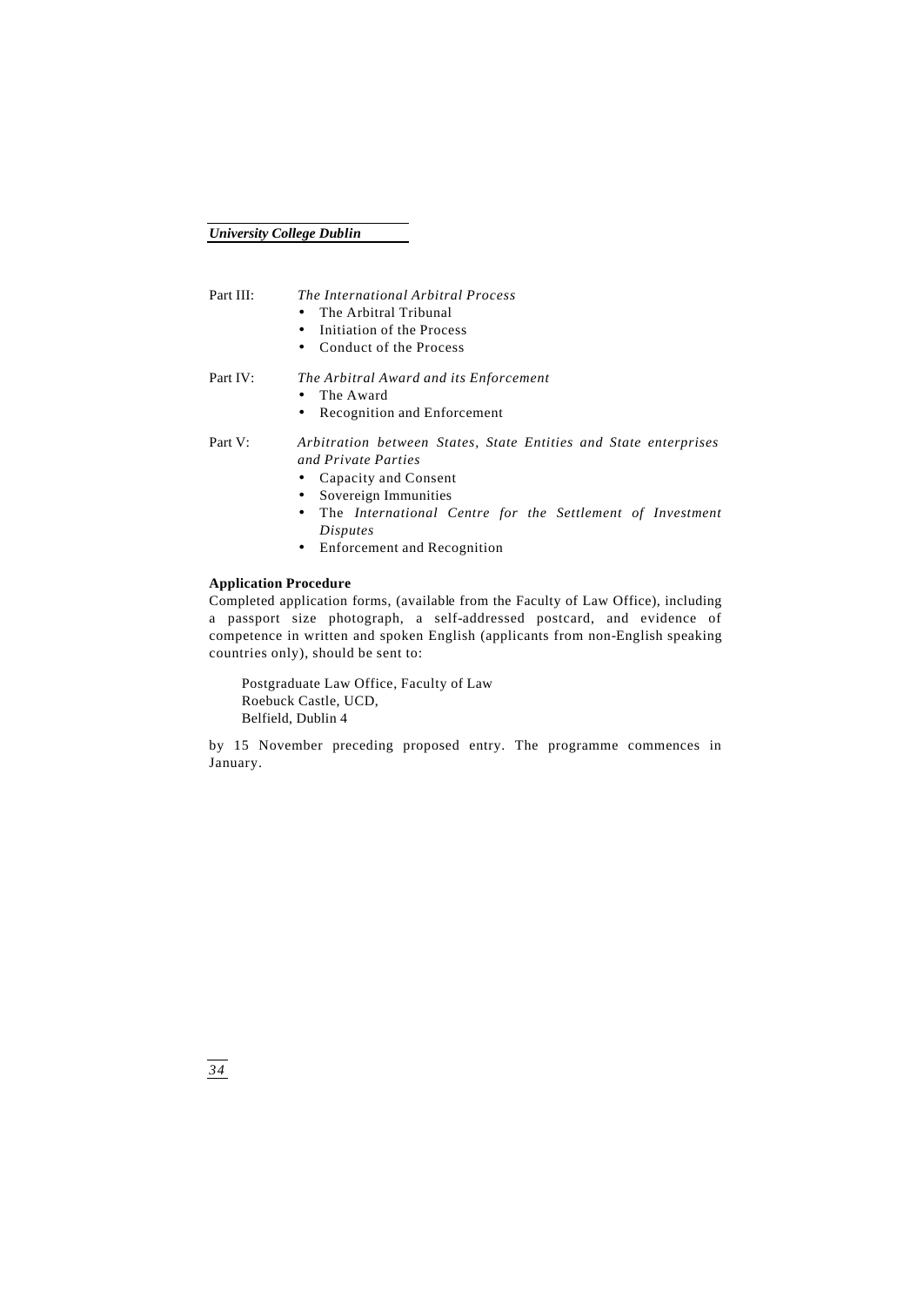Part III: *The International Arbitral Process*

- The Arbitral Tribunal
- Initiation of the Process
- Conduct of the Process

Part IV: *The Arbitral Award and its Enforcement*

- The Award
- Recognition and Enforcement

Part V: *Arbitration between States, State Entities and State enterprises and Private Parties*

- Capacity and Consent
- Sovereign Immunities
- The *International Centre for the Settlement of Investment Disputes*
- Enforcement and Recognition

**Application Procedure**

Completed application forms, (available from the Faculty of Law Office), including a passport size photograph, a self-addressed postcard, and evidence of competence in written and spoken English (applicants from non-English speaking countries only), should be sent to:

Postgraduate Law Office, Faculty of Law
Roebuck Castle, UCD,
Belfield, Dublin 4

by 15 November preceding proposed entry. The programme commences in January.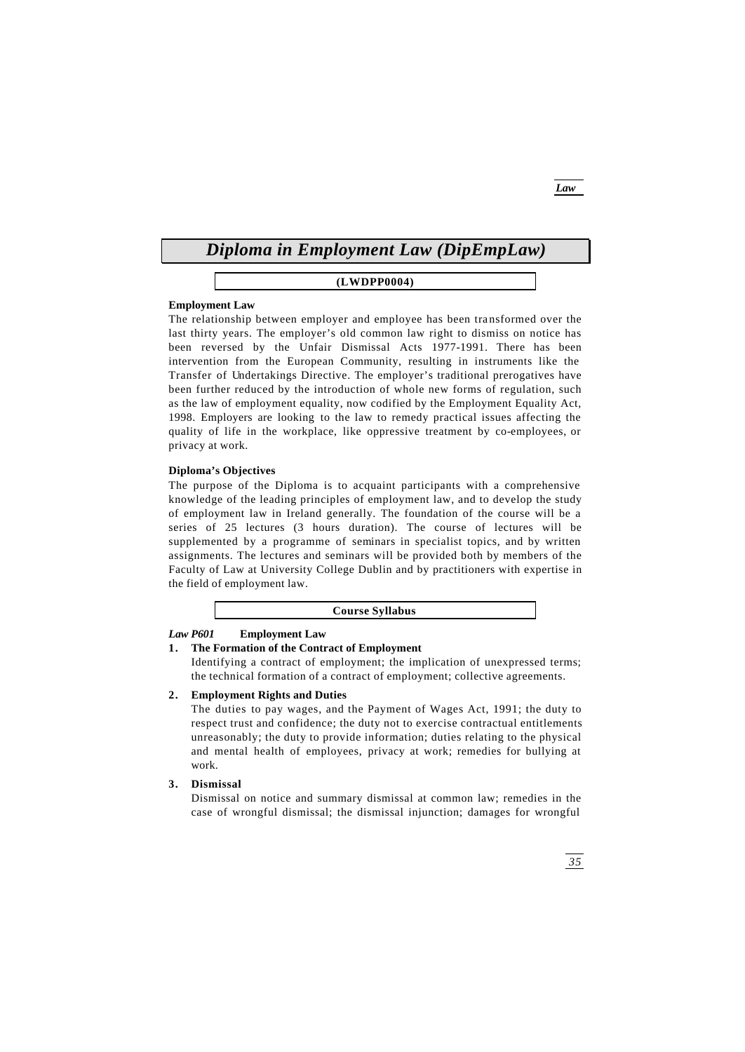# *Diploma in Employment Law (DipEmpLaw)*

**(LWDPP0004)**

**Employment Law**

The relationship between employer and employee has been transformed over the last thirty years. The employer's old common law right to dismiss on notice has been reversed by the Unfair Dismissal Acts 1977-1991. There has been intervention from the European Community, resulting in instruments like the Transfer of Undertakings Directive. The employer's traditional prerogatives have been further reduced by the introduction of whole new forms of regulation, such as the law of employment equality, now codified by the Employment Equality Act, 1998. Employers are looking to the law to remedy practical issues affecting the quality of life in the workplace, like oppressive treatment by co-employees, or privacy at work.

**Diploma's Objectives**

The purpose of the Diploma is to acquaint participants with a comprehensive knowledge of the leading principles of employment law, and to develop the study of employment law in Ireland generally. The foundation of the course will be a series of 25 lectures (3 hours duration). The course of lectures will be supplemented by a programme of seminars in specialist topics, and by written assignments. The lectures and seminars will be provided both by members of the Faculty of Law at University College Dublin and by practitioners with expertise in the field of employment law.

**Course Syllabus**

***Law P601*** **Employment Law**

1. **The Formation of the Contract of Employment**
   Identifying a contract of employment; the implication of unexpressed terms; the technical formation of a contract of employment; collective agreements.

2. **Employment Rights and Duties**
   The duties to pay wages, and the Payment of Wages Act, 1991; the duty to respect trust and confidence; the duty not to exercise contractual entitlements unreasonably; the duty to provide information; duties relating to the physical and mental health of employees, privacy at work; remedies for bullying at work.

3. **Dismissal**
   Dismissal on notice and summary dismissal at common law; remedies in the case of wrongful dismissal; the dismissal injunction; damages for wrongful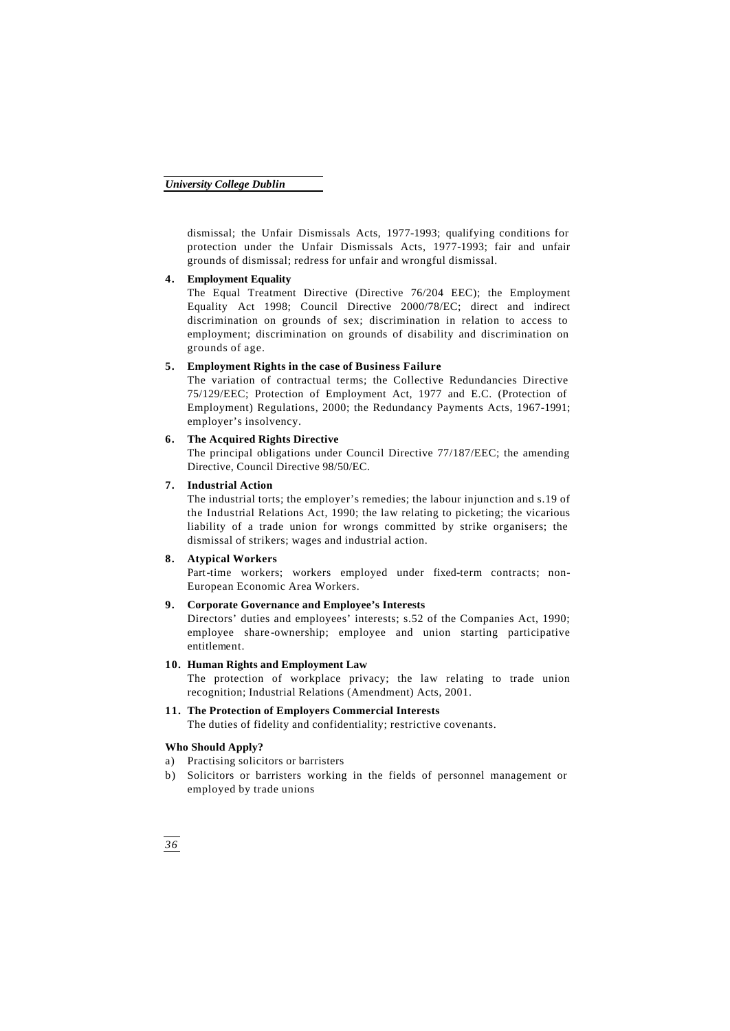dismissal; the Unfair Dismissals Acts, 1977-1993; qualifying conditions for protection under the Unfair Dismissals Acts, 1977-1993; fair and unfair grounds of dismissal; redress for unfair and wrongful dismissal.

4. **Employment Equality**
   The Equal Treatment Directive (Directive 76/204 EEC); the Employment Equality Act 1998; Council Directive 2000/78/EC; direct and indirect discrimination on grounds of sex; discrimination in relation to access to employment; discrimination on grounds of disability and discrimination on grounds of age.

5. **Employment Rights in the case of Business Failure**
   The variation of contractual terms; the Collective Redundancies Directive 75/129/EEC; Protection of Employment Act, 1977 and E.C. (Protection of Employment) Regulations, 2000; the Redundancy Payments Acts, 1967-1991; employer's insolvency.

6. **The Acquired Rights Directive**
   The principal obligations under Council Directive 77/187/EEC; the amending Directive, Council Directive 98/50/EC.

7. **Industrial Action**
   The industrial torts; the employer's remedies; the labour injunction and s.19 of the Industrial Relations Act, 1990; the law relating to picketing; the vicarious liability of a trade union for wrongs committed by strike organisers; the dismissal of strikers; wages and industrial action.

8. **Atypical Workers**
   Part-time workers; workers employed under fixed-term contracts; non-European Economic Area Workers.

9. **Corporate Governance and Employee's Interests**
   Directors' duties and employees' interests; s.52 of the Companies Act, 1990; employee share-ownership; employee and union starting participative entitlement.

10. **Human Rights and Employment Law**
    The protection of workplace privacy; the law relating to trade union recognition; Industrial Relations (Amendment) Acts, 2001.

11. **The Protection of Employers Commercial Interests**
    The duties of fidelity and confidentiality; restrictive covenants.

**Who Should Apply?**

a) Practising solicitors or barristers
b) Solicitors or barristers working in the fields of personnel management or employed by trade unions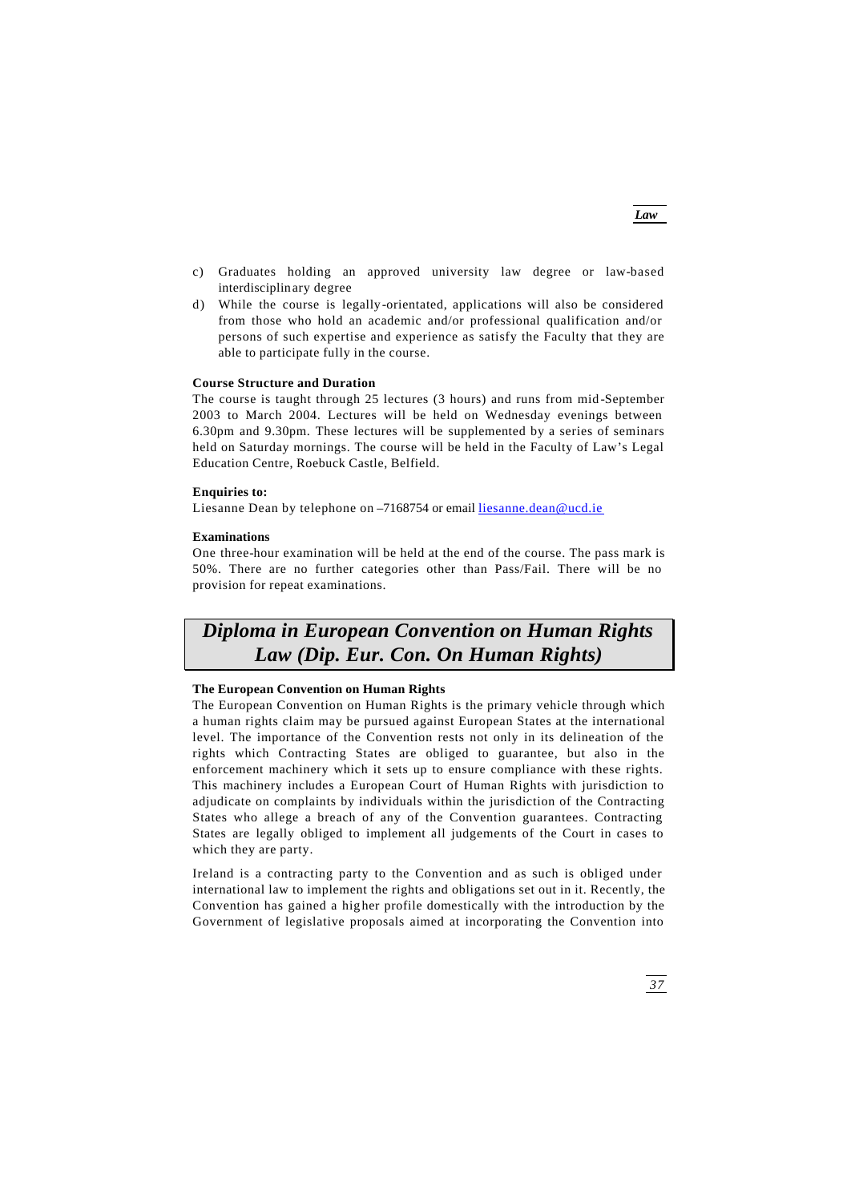c) Graduates holding an approved university law degree or law-based interdisciplinary degree
d) While the course is legally-orientated, applications will also be considered from those who hold an academic and/or professional qualification and/or persons of such expertise and experience as satisfy the Faculty that they are able to participate fully in the course.

**Course Structure and Duration**

The course is taught through 25 lectures (3 hours) and runs from mid-September 2003 to March 2004. Lectures will be held on Wednesday evenings between 6.30pm and 9.30pm. These lectures will be supplemented by a series of seminars held on Saturday mornings. The course will be held in the Faculty of Law's Legal Education Centre, Roebuck Castle, Belfield.

**Enquiries to:**

Liesanne Dean by telephone on –7168754 or email liesanne.dean@ucd.ie

**Examinations**

One three-hour examination will be held at the end of the course. The pass mark is 50%. There are no further categories other than Pass/Fail. There will be no provision for repeat examinations.

## *Diploma in European Convention on Human Rights Law (Dip. Eur. Con. On Human Rights)*

**The European Convention on Human Rights**

The European Convention on Human Rights is the primary vehicle through which a human rights claim may be pursued against European States at the international level. The importance of the Convention rests not only in its delineation of the rights which Contracting States are obliged to guarantee, but also in the enforcement machinery which it sets up to ensure compliance with these rights. This machinery includes a European Court of Human Rights with jurisdiction to adjudicate on complaints by individuals within the jurisdiction of the Contracting States who allege a breach of any of the Convention guarantees. Contracting States are legally obliged to implement all judgements of the Court in cases to which they are party.

Ireland is a contracting party to the Convention and as such is obliged under international law to implement the rights and obligations set out in it. Recently, the Convention has gained a higher profile domestically with the introduction by the Government of legislative proposals aimed at incorporating the Convention into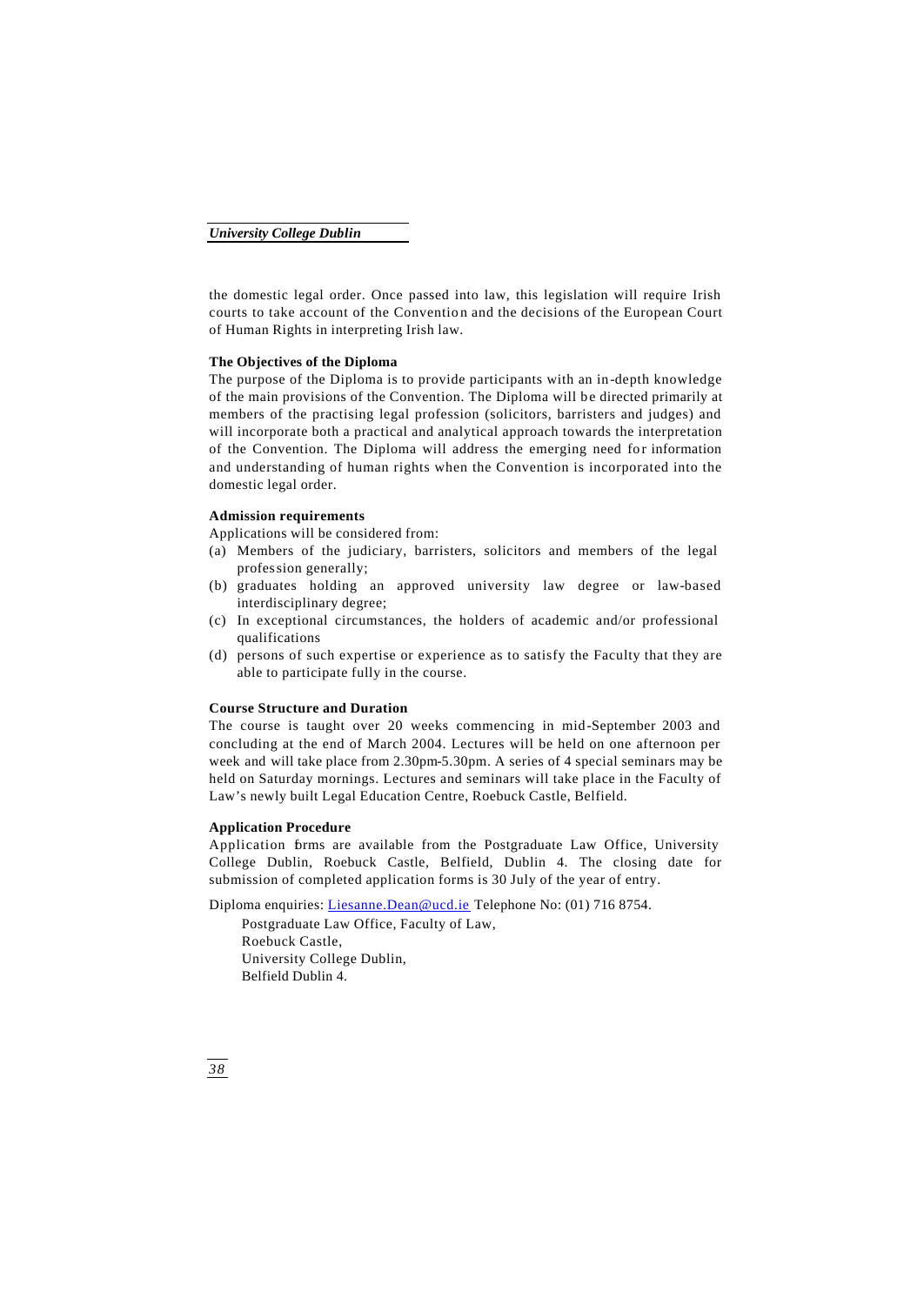the domestic legal order. Once passed into law, this legislation will require Irish courts to take account of the Convention and the decisions of the European Court of Human Rights in interpreting Irish law.

**The Objectives of the Diploma**

The purpose of the Diploma is to provide participants with an in-depth knowledge of the main provisions of the Convention. The Diploma will be directed primarily at members of the practising legal profession (solicitors, barristers and judges) and will incorporate both a practical and analytical approach towards the interpretation of the Convention. The Diploma will address the emerging need for information and understanding of human rights when the Convention is incorporated into the domestic legal order.

**Admission requirements**

Applications will be considered from:

(a) Members of the judiciary, barristers, solicitors and members of the legal profession generally;
(b) graduates holding an approved university law degree or law-based interdisciplinary degree;
(c) In exceptional circumstances, the holders of academic and/or professional qualifications
(d) persons of such expertise or experience as to satisfy the Faculty that they are able to participate fully in the course.

**Course Structure and Duration**

The course is taught over 20 weeks commencing in mid-September 2003 and concluding at the end of March 2004. Lectures will be held on one afternoon per week and will take place from 2.30pm-5.30pm. A series of 4 special seminars may be held on Saturday mornings. Lectures and seminars will take place in the Faculty of Law's newly built Legal Education Centre, Roebuck Castle, Belfield.

**Application Procedure**

Application forms are available from the Postgraduate Law Office, University College Dublin, Roebuck Castle, Belfield, Dublin 4. The closing date for submission of completed application forms is 30 July of the year of entry.

Diploma enquiries: Liesanne.Dean@ucd.ie Telephone No: (01) 716 8754.

Postgraduate Law Office, Faculty of Law,
Roebuck Castle,
University College Dublin,
Belfield Dublin 4.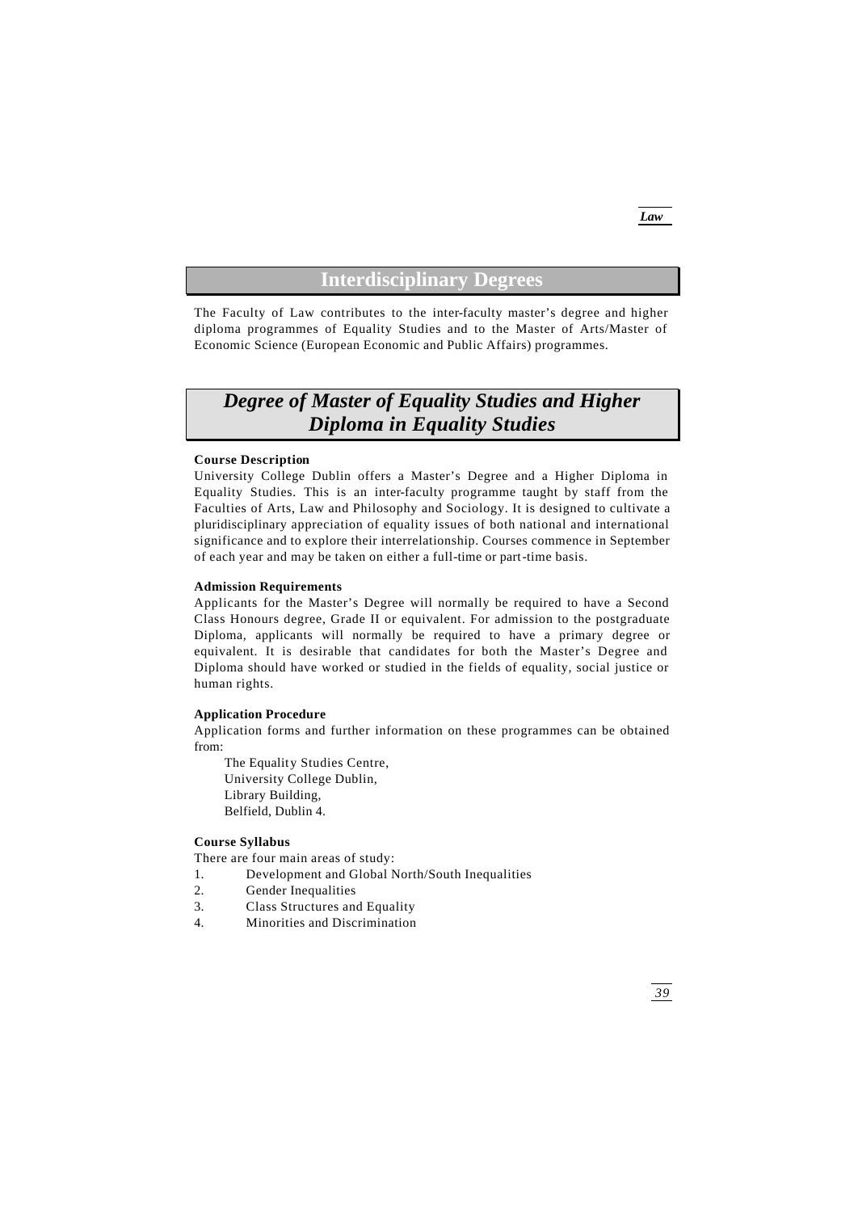## Interdisciplinary Degrees

The Faculty of Law contributes to the inter-faculty master's degree and higher diploma programmes of Equality Studies and to the Master of Arts/Master of Economic Science (European Economic and Public Affairs) programmes.

## *Degree of Master of Equality Studies and Higher Diploma in Equality Studies*

**Course Description**

University College Dublin offers a Master's Degree and a Higher Diploma in Equality Studies. This is an inter-faculty programme taught by staff from the Faculties of Arts, Law and Philosophy and Sociology. It is designed to cultivate a pluridisciplinary appreciation of equality issues of both national and international significance and to explore their interrelationship. Courses commence in September of each year and may be taken on either a full-time or part-time basis.

**Admission Requirements**

Applicants for the Master's Degree will normally be required to have a Second Class Honours degree, Grade II or equivalent. For admission to the postgraduate Diploma, applicants will normally be required to have a primary degree or equivalent. It is desirable that candidates for both the Master's Degree and Diploma should have worked or studied in the fields of equality, social justice or human rights.

**Application Procedure**

Application forms and further information on these programmes can be obtained from:

The Equality Studies Centre,
University College Dublin,
Library Building,
Belfield, Dublin 4.

**Course Syllabus**

There are four main areas of study:

1. Development and Global North/South Inequalities
2. Gender Inequalities
3. Class Structures and Equality
4. Minorities and Discrimination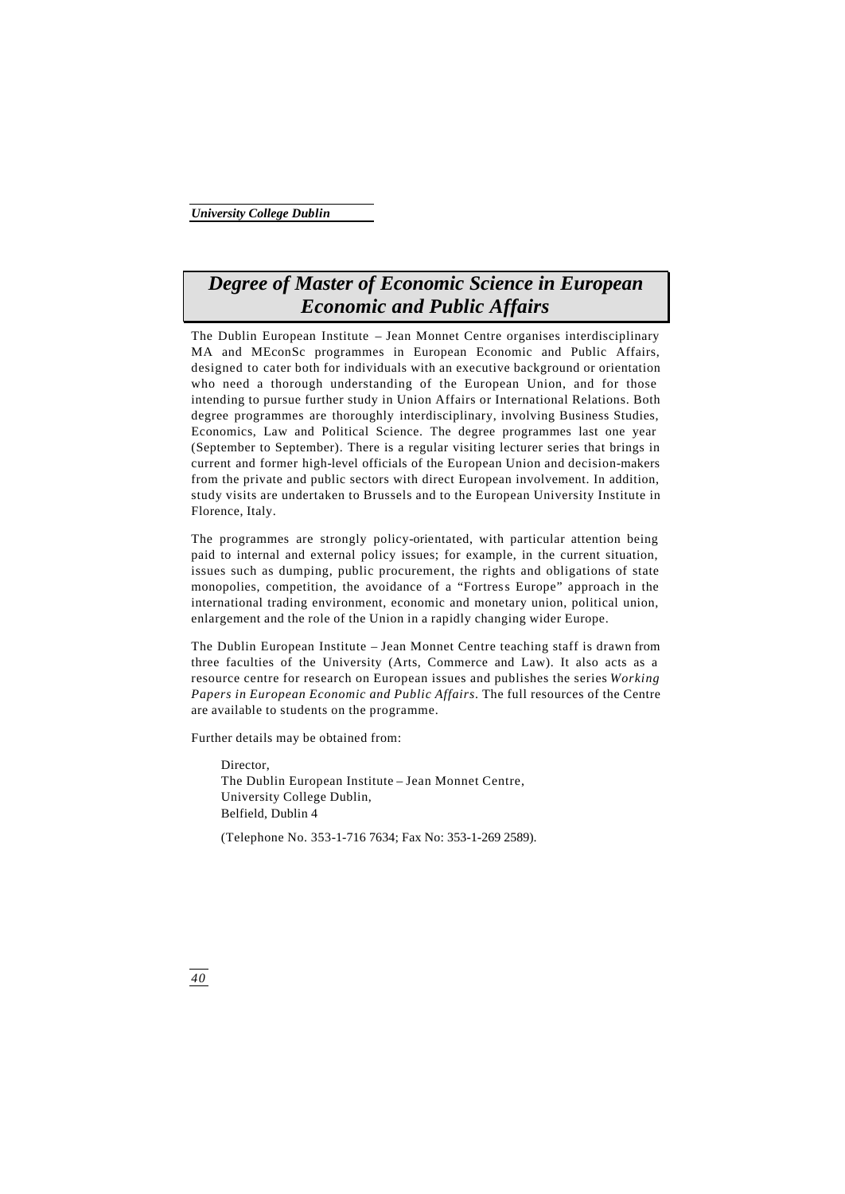# Degree of Master of Economic Science in European Economic and Public Affairs

The Dublin European Institute – Jean Monnet Centre organises interdisciplinary MA and MEconSc programmes in European Economic and Public Affairs, designed to cater both for individuals with an executive background or orientation who need a thorough understanding of the European Union, and for those intending to pursue further study in Union Affairs or International Relations. Both degree programmes are thoroughly interdisciplinary, involving Business Studies, Economics, Law and Political Science. The degree programmes last one year (September to September). There is a regular visiting lecturer series that brings in current and former high-level officials of the European Union and decision-makers from the private and public sectors with direct European involvement. In addition, study visits are undertaken to Brussels and to the European University Institute in Florence, Italy.

The programmes are strongly policy-orientated, with particular attention being paid to internal and external policy issues; for example, in the current situation, issues such as dumping, public procurement, the rights and obligations of state monopolies, competition, the avoidance of a "Fortress Europe" approach in the international trading environment, economic and monetary union, political union, enlargement and the role of the Union in a rapidly changing wider Europe.

The Dublin European Institute – Jean Monnet Centre teaching staff is drawn from three faculties of the University (Arts, Commerce and Law). It also acts as a resource centre for research on European issues and publishes the series *Working Papers in European Economic and Public Affairs*. The full resources of the Centre are available to students on the programme.

Further details may be obtained from:

Director,
The Dublin European Institute – Jean Monnet Centre,
University College Dublin,
Belfield, Dublin 4

(Telephone No. 353-1-716 7634; Fax No: 353-1-269 2589).